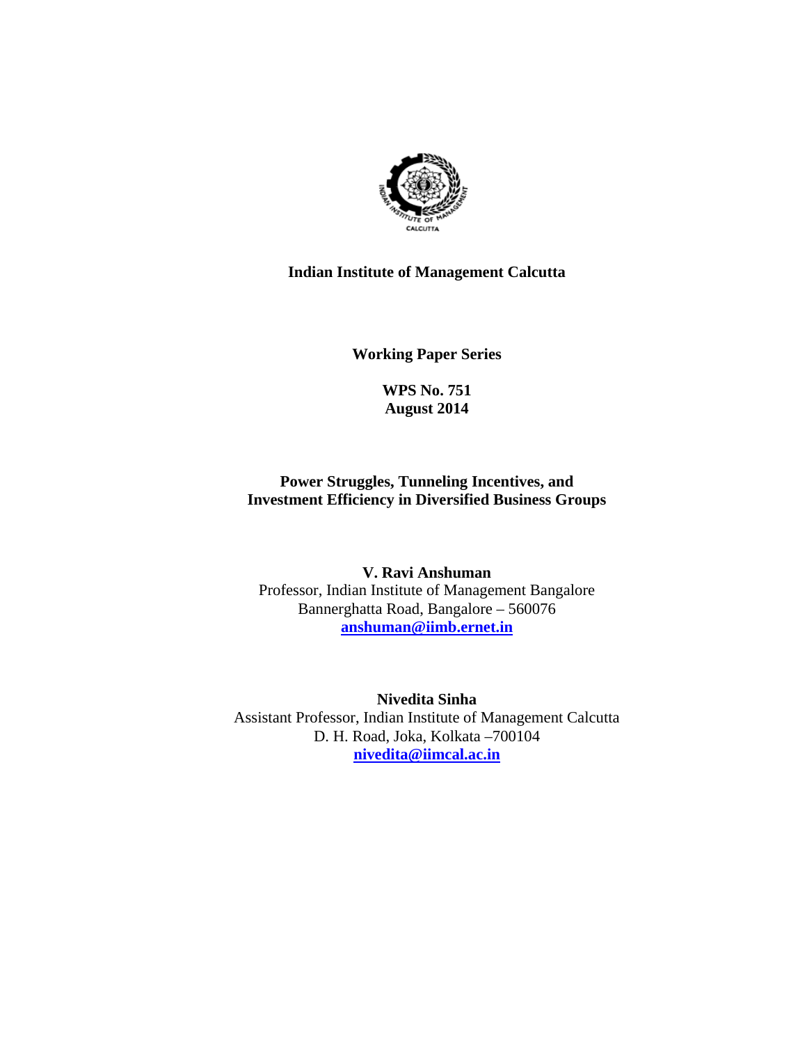**Indian Institute of Management Calcutta**

**Working Paper Series**

**WPS No. 751**
**August 2014**

# Power Struggles, Tunneling Incentives, and Investment Efficiency in Diversified Business Groups

**V. Ravi Anshuman**
Professor, Indian Institute of Management Bangalore
Bannerghatta Road, Bangalore – 560076
anshuman@iimb.ernet.in

**Nivedita Sinha**
Assistant Professor, Indian Institute of Management Calcutta
D. H. Road, Joka, Kolkata –700104
nivedita@iimcal.ac.in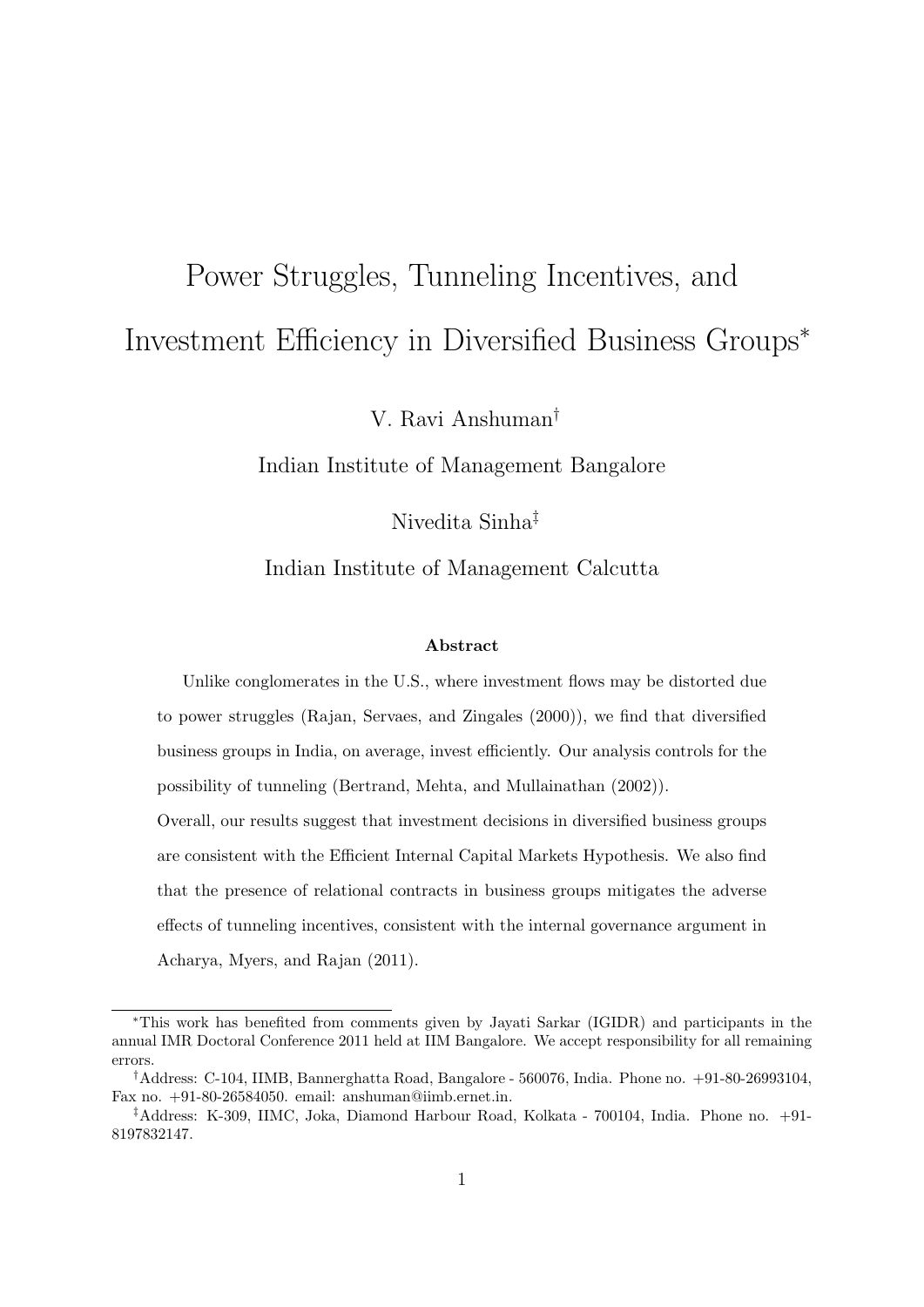# Power Struggles, Tunneling Incentives, and Investment Efficiency in Diversified Business Groups*

V. Ravi Anshuman†

Indian Institute of Management Bangalore

Nivedita Sinha‡

Indian Institute of Management Calcutta

**Abstract**

Unlike conglomerates in the U.S., where investment flows may be distorted due to power struggles (Rajan, Servaes, and Zingales (2000)), we find that diversified business groups in India, on average, invest efficiently. Our analysis controls for the possibility of tunneling (Bertrand, Mehta, and Mullainathan (2002)).

Overall, our results suggest that investment decisions in diversified business groups are consistent with the Efficient Internal Capital Markets Hypothesis. We also find that the presence of relational contracts in business groups mitigates the adverse effects of tunneling incentives, consistent with the internal governance argument in Acharya, Myers, and Rajan (2011).

---

*This work has benefited from comments given by Jayati Sarkar (IGIDR) and participants in the annual IMR Doctoral Conference 2011 held at IIM Bangalore. We accept responsibility for all remaining errors.

†Address: C-104, IIMB, Bannerghatta Road, Bangalore - 560076, India. Phone no. +91-80-26993104, Fax no. +91-80-26584050. email: anshuman@iimb.ernet.in.

‡Address: K-309, IIMC, Joka, Diamond Harbour Road, Kolkata - 700104, India. Phone no. +91-8197832147.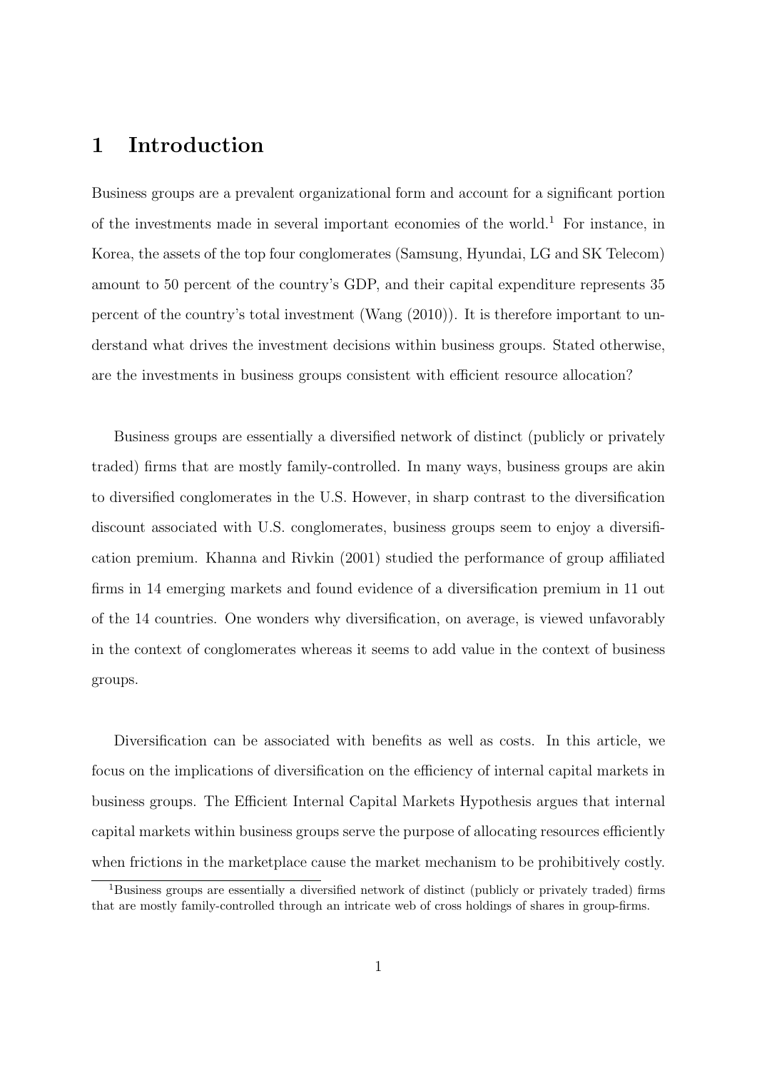# 1 Introduction

Business groups are a prevalent organizational form and account for a significant portion of the investments made in several important economies of the world.[1] For instance, in Korea, the assets of the top four conglomerates (Samsung, Hyundai, LG and SK Telecom) amount to 50 percent of the country's GDP, and their capital expenditure represents 35 percent of the country's total investment (Wang (2010)). It is therefore important to understand what drives the investment decisions within business groups. Stated otherwise, are the investments in business groups consistent with efficient resource allocation?

Business groups are essentially a diversified network of distinct (publicly or privately traded) firms that are mostly family-controlled. In many ways, business groups are akin to diversified conglomerates in the U.S. However, in sharp contrast to the diversification discount associated with U.S. conglomerates, business groups seem to enjoy a diversification premium. Khanna and Rivkin (2001) studied the performance of group affiliated firms in 14 emerging markets and found evidence of a diversification premium in 11 out of the 14 countries. One wonders why diversification, on average, is viewed unfavorably in the context of conglomerates whereas it seems to add value in the context of business groups.

Diversification can be associated with benefits as well as costs. In this article, we focus on the implications of diversification on the efficiency of internal capital markets in business groups. The Efficient Internal Capital Markets Hypothesis argues that internal capital markets within business groups serve the purpose of allocating resources efficiently when frictions in the marketplace cause the market mechanism to be prohibitively costly.

[1] Business groups are essentially a diversified network of distinct (publicly or privately traded) firms that are mostly family-controlled through an intricate web of cross holdings of shares in group-firms.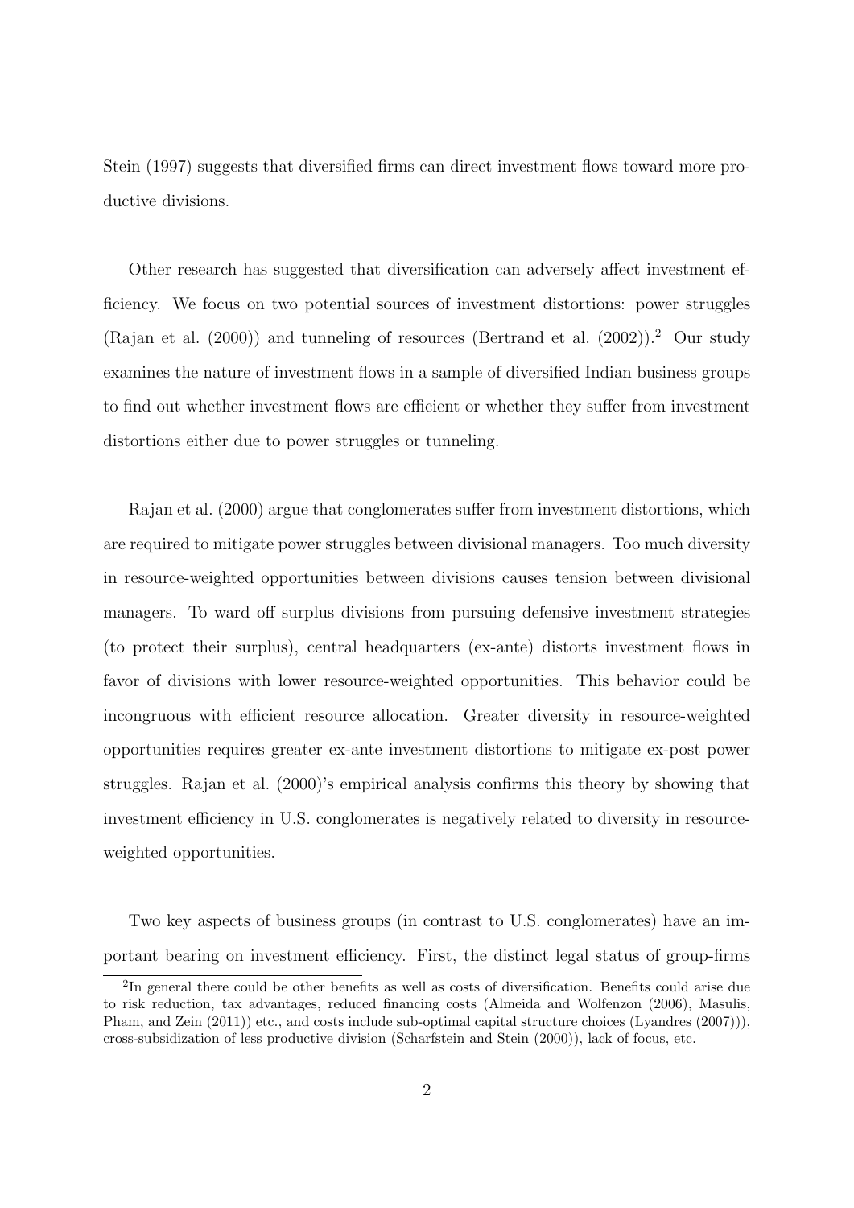Stein (1997) suggests that diversified firms can direct investment flows toward more productive divisions.

Other research has suggested that diversification can adversely affect investment efficiency. We focus on two potential sources of investment distortions: power struggles (Rajan et al. (2000)) and tunneling of resources (Bertrand et al. (2002)).[2] Our study examines the nature of investment flows in a sample of diversified Indian business groups to find out whether investment flows are efficient or whether they suffer from investment distortions either due to power struggles or tunneling.

Rajan et al. (2000) argue that conglomerates suffer from investment distortions, which are required to mitigate power struggles between divisional managers. Too much diversity in resource-weighted opportunities between divisions causes tension between divisional managers. To ward off surplus divisions from pursuing defensive investment strategies (to protect their surplus), central headquarters (ex-ante) distorts investment flows in favor of divisions with lower resource-weighted opportunities. This behavior could be incongruous with efficient resource allocation. Greater diversity in resource-weighted opportunities requires greater ex-ante investment distortions to mitigate ex-post power struggles. Rajan et al. (2000)'s empirical analysis confirms this theory by showing that investment efficiency in U.S. conglomerates is negatively related to diversity in resource-weighted opportunities.

Two key aspects of business groups (in contrast to U.S. conglomerates) have an important bearing on investment efficiency. First, the distinct legal status of group-firms

[2] In general there could be other benefits as well as costs of diversification. Benefits could arise due to risk reduction, tax advantages, reduced financing costs (Almeida and Wolfenzon (2006), Masulis, Pham, and Zein (2011)) etc., and costs include sub-optimal capital structure choices (Lyandres (2007))), cross-subsidization of less productive division (Scharfstein and Stein (2000)), lack of focus, etc.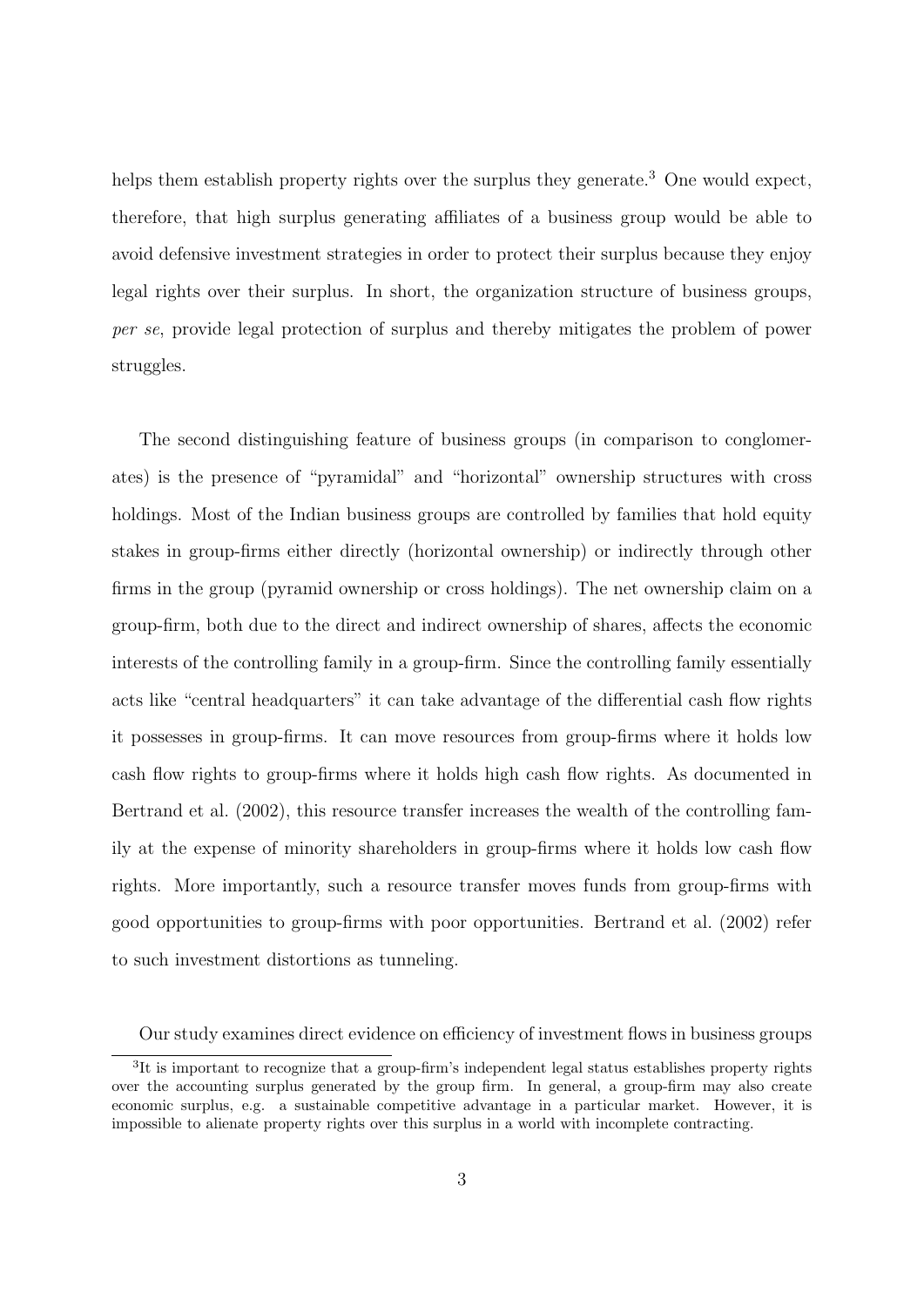helps them establish property rights over the surplus they generate.[3] One would expect, therefore, that high surplus generating affiliates of a business group would be able to avoid defensive investment strategies in order to protect their surplus because they enjoy legal rights over their surplus. In short, the organization structure of business groups, *per se*, provide legal protection of surplus and thereby mitigates the problem of power struggles.

The second distinguishing feature of business groups (in comparison to conglomerates) is the presence of "pyramidal" and "horizontal" ownership structures with cross holdings. Most of the Indian business groups are controlled by families that hold equity stakes in group-firms either directly (horizontal ownership) or indirectly through other firms in the group (pyramid ownership or cross holdings). The net ownership claim on a group-firm, both due to the direct and indirect ownership of shares, affects the economic interests of the controlling family in a group-firm. Since the controlling family essentially acts like "central headquarters" it can take advantage of the differential cash flow rights it possesses in group-firms. It can move resources from group-firms where it holds low cash flow rights to group-firms where it holds high cash flow rights. As documented in Bertrand et al. (2002), this resource transfer increases the wealth of the controlling family at the expense of minority shareholders in group-firms where it holds low cash flow rights. More importantly, such a resource transfer moves funds from group-firms with good opportunities to group-firms with poor opportunities. Bertrand et al. (2002) refer to such investment distortions as tunneling.

Our study examines direct evidence on efficiency of investment flows in business groups

[3] It is important to recognize that a group-firm's independent legal status establishes property rights over the accounting surplus generated by the group firm. In general, a group-firm may also create economic surplus, e.g. a sustainable competitive advantage in a particular market. However, it is impossible to alienate property rights over this surplus in a world with incomplete contracting.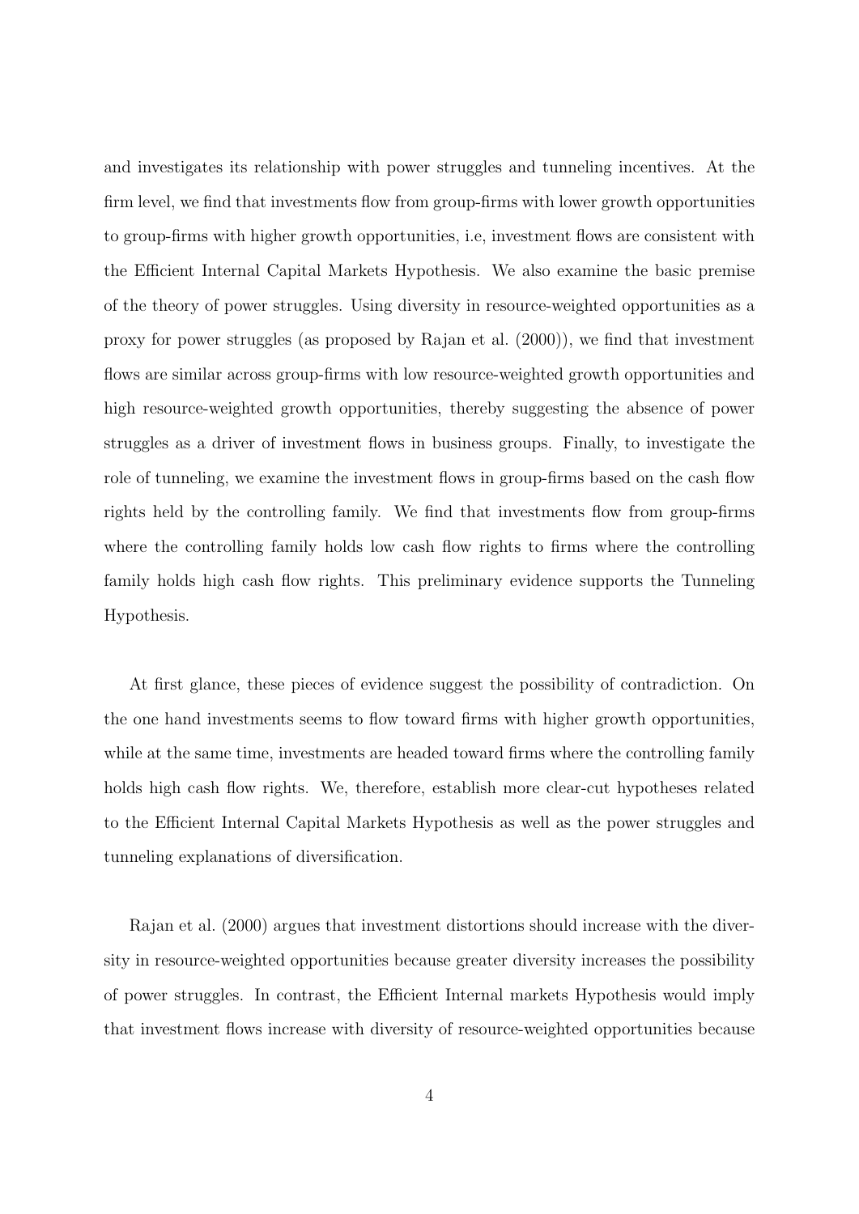and investigates its relationship with power struggles and tunneling incentives. At the firm level, we find that investments flow from group-firms with lower growth opportunities to group-firms with higher growth opportunities, i.e, investment flows are consistent with the Efficient Internal Capital Markets Hypothesis. We also examine the basic premise of the theory of power struggles. Using diversity in resource-weighted opportunities as a proxy for power struggles (as proposed by Rajan et al. (2000)), we find that investment flows are similar across group-firms with low resource-weighted growth opportunities and high resource-weighted growth opportunities, thereby suggesting the absence of power struggles as a driver of investment flows in business groups. Finally, to investigate the role of tunneling, we examine the investment flows in group-firms based on the cash flow rights held by the controlling family. We find that investments flow from group-firms where the controlling family holds low cash flow rights to firms where the controlling family holds high cash flow rights. This preliminary evidence supports the Tunneling Hypothesis.

At first glance, these pieces of evidence suggest the possibility of contradiction. On the one hand investments seems to flow toward firms with higher growth opportunities, while at the same time, investments are headed toward firms where the controlling family holds high cash flow rights. We, therefore, establish more clear-cut hypotheses related to the Efficient Internal Capital Markets Hypothesis as well as the power struggles and tunneling explanations of diversification.

Rajan et al. (2000) argues that investment distortions should increase with the diversity in resource-weighted opportunities because greater diversity increases the possibility of power struggles. In contrast, the Efficient Internal markets Hypothesis would imply that investment flows increase with diversity of resource-weighted opportunities because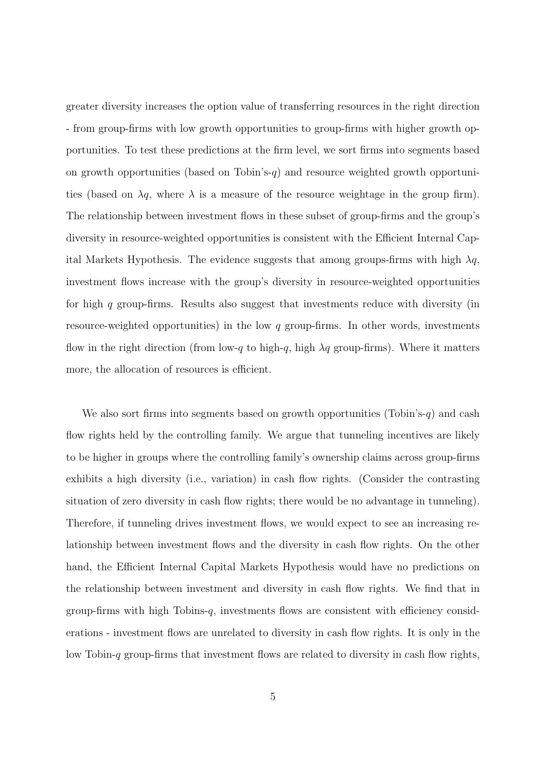greater diversity increases the option value of transferring resources in the right direction - from group-firms with low growth opportunities to group-firms with higher growth opportunities. To test these predictions at the firm level, we sort firms into segments based on growth opportunities (based on Tobin's-$q$) and resource weighted growth opportunities (based on $\lambda q$, where $\lambda$ is a measure of the resource weightage in the group firm). The relationship between investment flows in these subset of group-firms and the group's diversity in resource-weighted opportunities is consistent with the Efficient Internal Capital Markets Hypothesis. The evidence suggests that among groups-firms with high $\lambda q$, investment flows increase with the group's diversity in resource-weighted opportunities for high $q$ group-firms. Results also suggest that investments reduce with diversity (in resource-weighted opportunities) in the low $q$ group-firms. In other words, investments flow in the right direction (from low-$q$ to high-$q$, high $\lambda q$ group-firms). Where it matters more, the allocation of resources is efficient.

We also sort firms into segments based on growth opportunities (Tobin's-$q$) and cash flow rights held by the controlling family. We argue that tunneling incentives are likely to be higher in groups where the controlling family's ownership claims across group-firms exhibits a high diversity (i.e., variation) in cash flow rights. (Consider the contrasting situation of zero diversity in cash flow rights; there would be no advantage in tunneling). Therefore, if tunneling drives investment flows, we would expect to see an increasing relationship between investment flows and the diversity in cash flow rights. On the other hand, the Efficient Internal Capital Markets Hypothesis would have no predictions on the relationship between investment and diversity in cash flow rights. We find that in group-firms with high Tobins-$q$, investments flows are consistent with efficiency considerations - investment flows are unrelated to diversity in cash flow rights. It is only in the low Tobin-$q$ group-firms that investment flows are related to diversity in cash flow rights,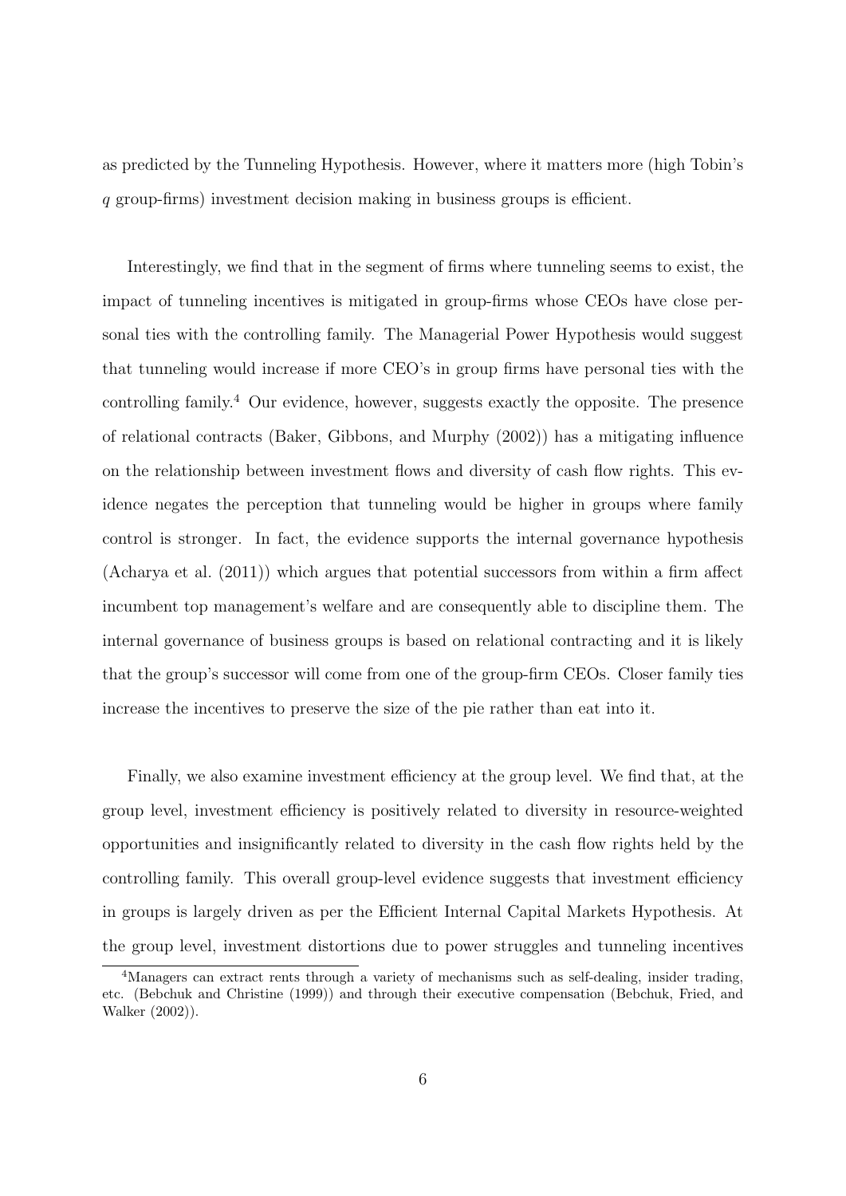as predicted by the Tunneling Hypothesis. However, where it matters more (high Tobin's $q$ group-firms) investment decision making in business groups is efficient.

Interestingly, we find that in the segment of firms where tunneling seems to exist, the impact of tunneling incentives is mitigated in group-firms whose CEOs have close personal ties with the controlling family. The Managerial Power Hypothesis would suggest that tunneling would increase if more CEO's in group firms have personal ties with the controlling family.[4] Our evidence, however, suggests exactly the opposite. The presence of relational contracts (Baker, Gibbons, and Murphy (2002)) has a mitigating influence on the relationship between investment flows and diversity of cash flow rights. This evidence negates the perception that tunneling would be higher in groups where family control is stronger. In fact, the evidence supports the internal governance hypothesis (Acharya et al. (2011)) which argues that potential successors from within a firm affect incumbent top management's welfare and are consequently able to discipline them. The internal governance of business groups is based on relational contracting and it is likely that the group's successor will come from one of the group-firm CEOs. Closer family ties increase the incentives to preserve the size of the pie rather than eat into it.

Finally, we also examine investment efficiency at the group level. We find that, at the group level, investment efficiency is positively related to diversity in resource-weighted opportunities and insignificantly related to diversity in the cash flow rights held by the controlling family. This overall group-level evidence suggests that investment efficiency in groups is largely driven as per the Efficient Internal Capital Markets Hypothesis. At the group level, investment distortions due to power struggles and tunneling incentives

[4]Managers can extract rents through a variety of mechanisms such as self-dealing, insider trading, etc. (Bebchuk and Christine (1999)) and through their executive compensation (Bebchuk, Fried, and Walker (2002)).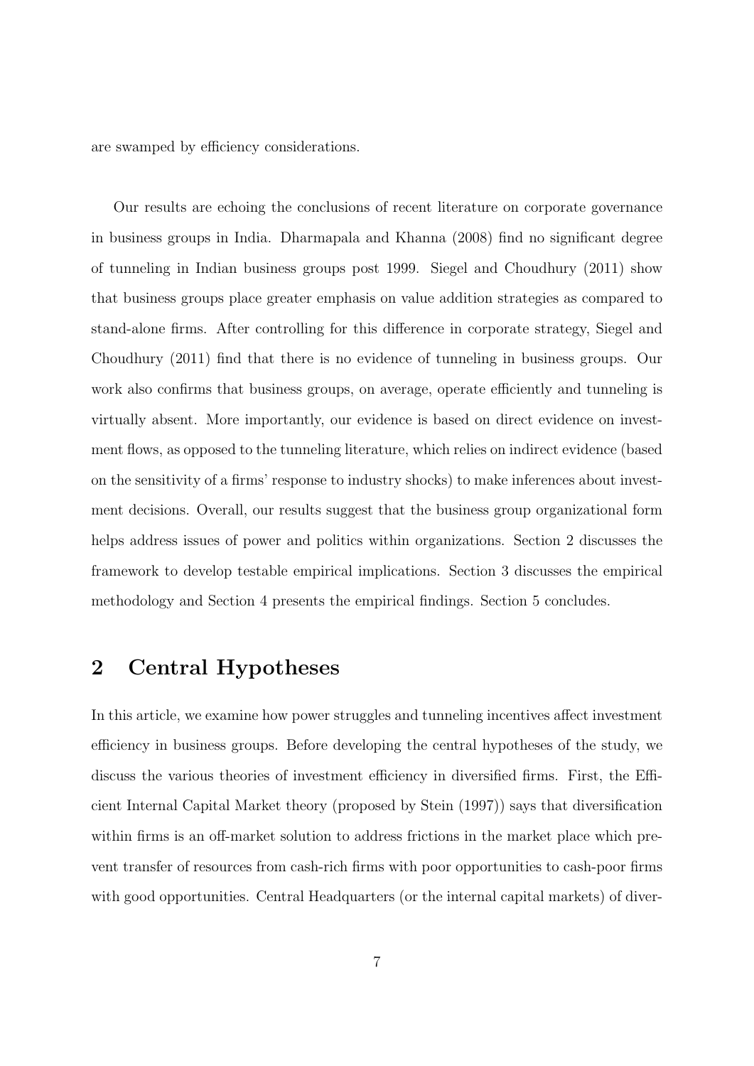are swamped by efficiency considerations.

Our results are echoing the conclusions of recent literature on corporate governance in business groups in India. Dharmapala and Khanna (2008) find no significant degree of tunneling in Indian business groups post 1999. Siegel and Choudhury (2011) show that business groups place greater emphasis on value addition strategies as compared to stand-alone firms. After controlling for this difference in corporate strategy, Siegel and Choudhury (2011) find that there is no evidence of tunneling in business groups. Our work also confirms that business groups, on average, operate efficiently and tunneling is virtually absent. More importantly, our evidence is based on direct evidence on investment flows, as opposed to the tunneling literature, which relies on indirect evidence (based on the sensitivity of a firms' response to industry shocks) to make inferences about investment decisions. Overall, our results suggest that the business group organizational form helps address issues of power and politics within organizations. Section 2 discusses the framework to develop testable empirical implications. Section 3 discusses the empirical methodology and Section 4 presents the empirical findings. Section 5 concludes.

## 2 Central Hypotheses

In this article, we examine how power struggles and tunneling incentives affect investment efficiency in business groups. Before developing the central hypotheses of the study, we discuss the various theories of investment efficiency in diversified firms. First, the Efficient Internal Capital Market theory (proposed by Stein (1997)) says that diversification within firms is an off-market solution to address frictions in the market place which prevent transfer of resources from cash-rich firms with poor opportunities to cash-poor firms with good opportunities. Central Headquarters (or the internal capital markets) of diver-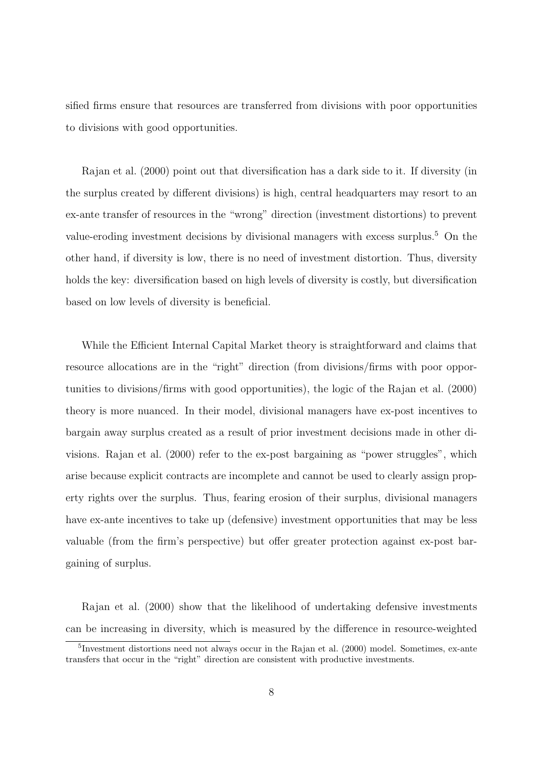sified firms ensure that resources are transferred from divisions with poor opportunities to divisions with good opportunities.

Rajan et al. (2000) point out that diversification has a dark side to it. If diversity (in the surplus created by different divisions) is high, central headquarters may resort to an ex-ante transfer of resources in the "wrong" direction (investment distortions) to prevent value-eroding investment decisions by divisional managers with excess surplus.[5] On the other hand, if diversity is low, there is no need of investment distortion. Thus, diversity holds the key: diversification based on high levels of diversity is costly, but diversification based on low levels of diversity is beneficial.

While the Efficient Internal Capital Market theory is straightforward and claims that resource allocations are in the "right" direction (from divisions/firms with poor opportunities to divisions/firms with good opportunities), the logic of the Rajan et al. (2000) theory is more nuanced. In their model, divisional managers have ex-post incentives to bargain away surplus created as a result of prior investment decisions made in other divisions. Rajan et al. (2000) refer to the ex-post bargaining as "power struggles", which arise because explicit contracts are incomplete and cannot be used to clearly assign property rights over the surplus. Thus, fearing erosion of their surplus, divisional managers have ex-ante incentives to take up (defensive) investment opportunities that may be less valuable (from the firm's perspective) but offer greater protection against ex-post bargaining of surplus.

Rajan et al. (2000) show that the likelihood of undertaking defensive investments can be increasing in diversity, which is measured by the difference in resource-weighted

[5] Investment distortions need not always occur in the Rajan et al. (2000) model. Sometimes, ex-ante transfers that occur in the "right" direction are consistent with productive investments.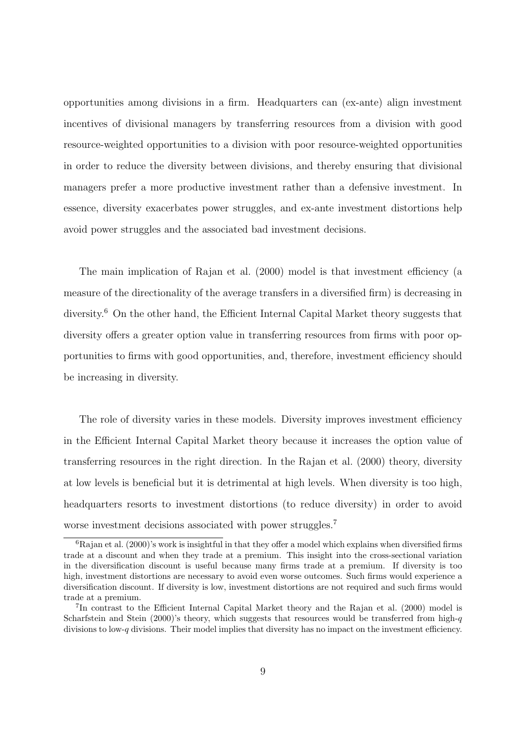opportunities among divisions in a firm. Headquarters can (ex-ante) align investment incentives of divisional managers by transferring resources from a division with good resource-weighted opportunities to a division with poor resource-weighted opportunities in order to reduce the diversity between divisions, and thereby ensuring that divisional managers prefer a more productive investment rather than a defensive investment. In essence, diversity exacerbates power struggles, and ex-ante investment distortions help avoid power struggles and the associated bad investment decisions.

The main implication of Rajan et al. (2000) model is that investment efficiency (a measure of the directionality of the average transfers in a diversified firm) is decreasing in diversity.[6] On the other hand, the Efficient Internal Capital Market theory suggests that diversity offers a greater option value in transferring resources from firms with poor opportunities to firms with good opportunities, and, therefore, investment efficiency should be increasing in diversity.

The role of diversity varies in these models. Diversity improves investment efficiency in the Efficient Internal Capital Market theory because it increases the option value of transferring resources in the right direction. In the Rajan et al. (2000) theory, diversity at low levels is beneficial but it is detrimental at high levels. When diversity is too high, headquarters resorts to investment distortions (to reduce diversity) in order to avoid worse investment decisions associated with power struggles.[7]

[6] Rajan et al. (2000)'s work is insightful in that they offer a model which explains when diversified firms trade at a discount and when they trade at a premium. This insight into the cross-sectional variation in the diversification discount is useful because many firms trade at a premium. If diversity is too high, investment distortions are necessary to avoid even worse outcomes. Such firms would experience a diversification discount. If diversity is low, investment distortions are not required and such firms would trade at a premium.

[7] In contrast to the Efficient Internal Capital Market theory and the Rajan et al. (2000) model is Scharfstein and Stein (2000)'s theory, which suggests that resources would be transferred from high-$q$ divisions to low-$q$ divisions. Their model implies that diversity has no impact on the investment efficiency.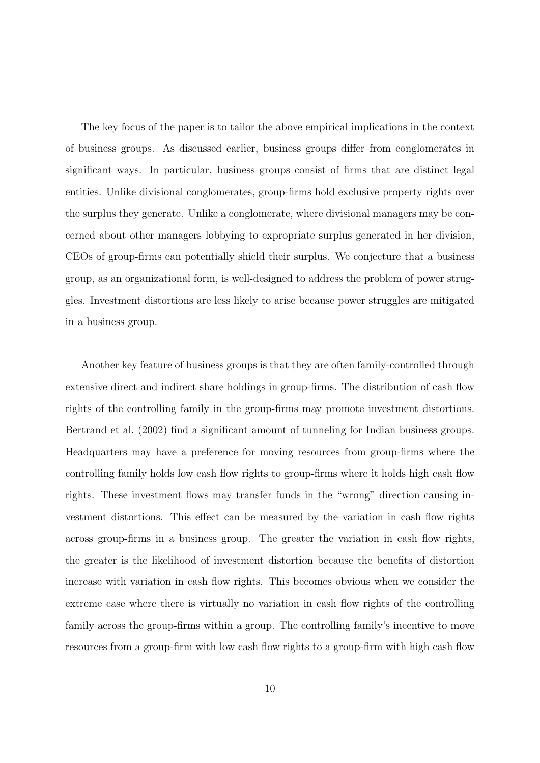The key focus of the paper is to tailor the above empirical implications in the context of business groups. As discussed earlier, business groups differ from conglomerates in significant ways. In particular, business groups consist of firms that are distinct legal entities. Unlike divisional conglomerates, group-firms hold exclusive property rights over the surplus they generate. Unlike a conglomerate, where divisional managers may be concerned about other managers lobbying to expropriate surplus generated in her division, CEOs of group-firms can potentially shield their surplus. We conjecture that a business group, as an organizational form, is well-designed to address the problem of power struggles. Investment distortions are less likely to arise because power struggles are mitigated in a business group.

Another key feature of business groups is that they are often family-controlled through extensive direct and indirect share holdings in group-firms. The distribution of cash flow rights of the controlling family in the group-firms may promote investment distortions. Bertrand et al. (2002) find a significant amount of tunneling for Indian business groups. Headquarters may have a preference for moving resources from group-firms where the controlling family holds low cash flow rights to group-firms where it holds high cash flow rights. These investment flows may transfer funds in the "wrong" direction causing investment distortions. This effect can be measured by the variation in cash flow rights across group-firms in a business group. The greater the variation in cash flow rights, the greater is the likelihood of investment distortion because the benefits of distortion increase with variation in cash flow rights. This becomes obvious when we consider the extreme case where there is virtually no variation in cash flow rights of the controlling family across the group-firms within a group. The controlling family's incentive to move resources from a group-firm with low cash flow rights to a group-firm with high cash flow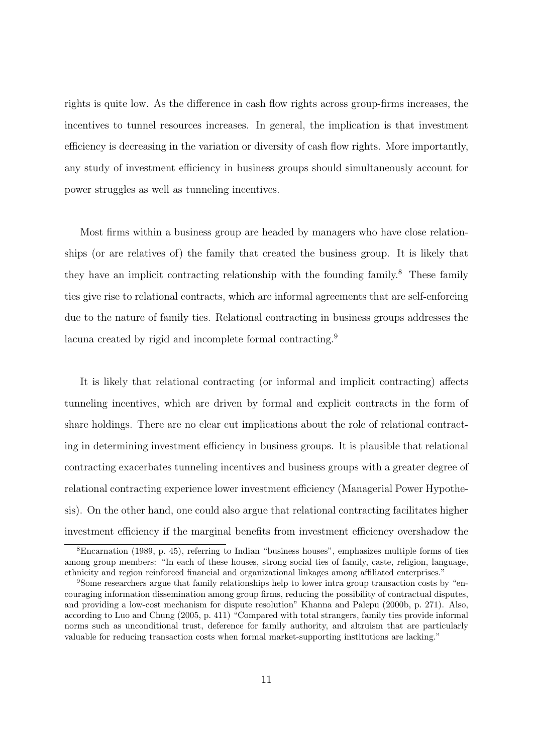rights is quite low. As the difference in cash flow rights across group-firms increases, the incentives to tunnel resources increases. In general, the implication is that investment efficiency is decreasing in the variation or diversity of cash flow rights. More importantly, any study of investment efficiency in business groups should simultaneously account for power struggles as well as tunneling incentives.

Most firms within a business group are headed by managers who have close relationships (or are relatives of) the family that created the business group. It is likely that they have an implicit contracting relationship with the founding family.[8] These family ties give rise to relational contracts, which are informal agreements that are self-enforcing due to the nature of family ties. Relational contracting in business groups addresses the lacuna created by rigid and incomplete formal contracting.[9]

It is likely that relational contracting (or informal and implicit contracting) affects tunneling incentives, which are driven by formal and explicit contracts in the form of share holdings. There are no clear cut implications about the role of relational contracting in determining investment efficiency in business groups. It is plausible that relational contracting exacerbates tunneling incentives and business groups with a greater degree of relational contracting experience lower investment efficiency (Managerial Power Hypothesis). On the other hand, one could also argue that relational contracting facilitates higher investment efficiency if the marginal benefits from investment efficiency overshadow the

[8]Encarnation (1989, p. 45), referring to Indian "business houses", emphasizes multiple forms of ties among group members: "In each of these houses, strong social ties of family, caste, religion, language, ethnicity and region reinforced financial and organizational linkages among affiliated enterprises."

[9]Some researchers argue that family relationships help to lower intra group transaction costs by "encouraging information dissemination among group firms, reducing the possibility of contractual disputes, and providing a low-cost mechanism for dispute resolution" Khanna and Palepu (2000b, p. 271). Also, according to Luo and Chung (2005, p. 411) "Compared with total strangers, family ties provide informal norms such as unconditional trust, deference for family authority, and altruism that are particularly valuable for reducing transaction costs when formal market-supporting institutions are lacking."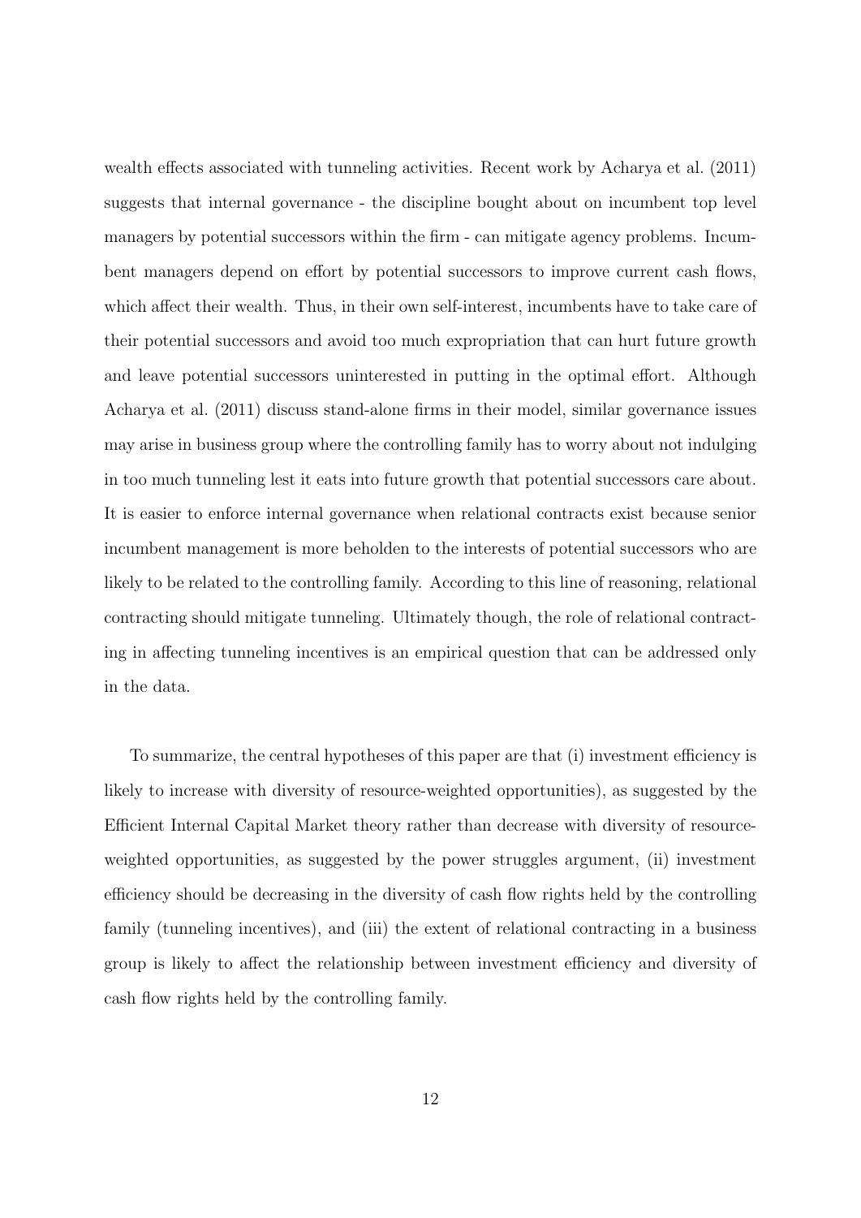wealth effects associated with tunneling activities. Recent work by Acharya et al. (2011) suggests that internal governance - the discipline bought about on incumbent top level managers by potential successors within the firm - can mitigate agency problems. Incumbent managers depend on effort by potential successors to improve current cash flows, which affect their wealth. Thus, in their own self-interest, incumbents have to take care of their potential successors and avoid too much expropriation that can hurt future growth and leave potential successors uninterested in putting in the optimal effort. Although Acharya et al. (2011) discuss stand-alone firms in their model, similar governance issues may arise in business group where the controlling family has to worry about not indulging in too much tunneling lest it eats into future growth that potential successors care about. It is easier to enforce internal governance when relational contracts exist because senior incumbent management is more beholden to the interests of potential successors who are likely to be related to the controlling family. According to this line of reasoning, relational contracting should mitigate tunneling. Ultimately though, the role of relational contracting in affecting tunneling incentives is an empirical question that can be addressed only in the data.

To summarize, the central hypotheses of this paper are that (i) investment efficiency is likely to increase with diversity of resource-weighted opportunities), as suggested by the Efficient Internal Capital Market theory rather than decrease with diversity of resource-weighted opportunities, as suggested by the power struggles argument, (ii) investment efficiency should be decreasing in the diversity of cash flow rights held by the controlling family (tunneling incentives), and (iii) the extent of relational contracting in a business group is likely to affect the relationship between investment efficiency and diversity of cash flow rights held by the controlling family.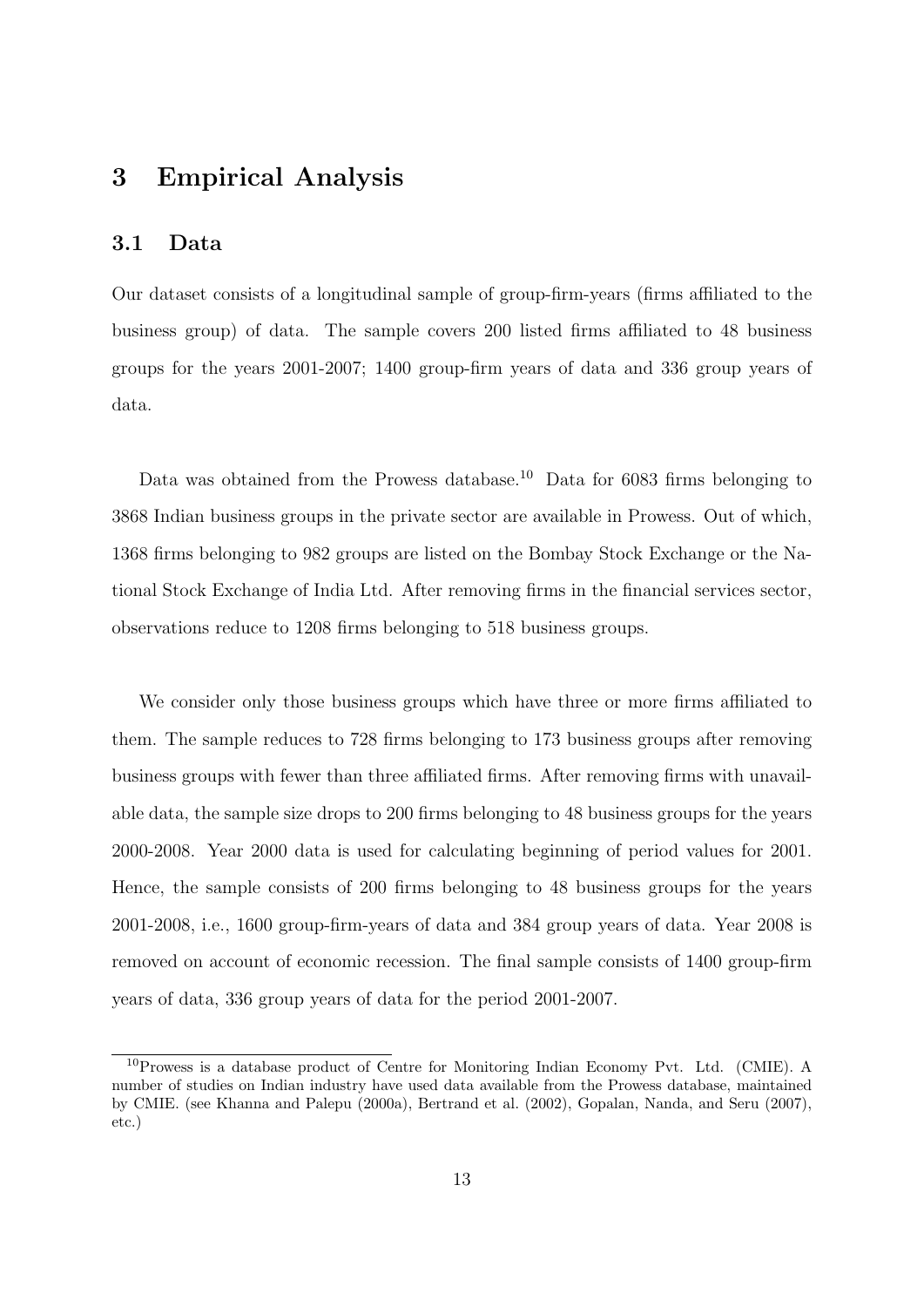# 3 Empirical Analysis

## 3.1 Data

Our dataset consists of a longitudinal sample of group-firm-years (firms affiliated to the business group) of data. The sample covers 200 listed firms affiliated to 48 business groups for the years 2001-2007; 1400 group-firm years of data and 336 group years of data.

Data was obtained from the Prowess database.[10] Data for 6083 firms belonging to 3868 Indian business groups in the private sector are available in Prowess. Out of which, 1368 firms belonging to 982 groups are listed on the Bombay Stock Exchange or the National Stock Exchange of India Ltd. After removing firms in the financial services sector, observations reduce to 1208 firms belonging to 518 business groups.

We consider only those business groups which have three or more firms affiliated to them. The sample reduces to 728 firms belonging to 173 business groups after removing business groups with fewer than three affiliated firms. After removing firms with unavailable data, the sample size drops to 200 firms belonging to 48 business groups for the years 2000-2008. Year 2000 data is used for calculating beginning of period values for 2001. Hence, the sample consists of 200 firms belonging to 48 business groups for the years 2001-2008, i.e., 1600 group-firm-years of data and 384 group years of data. Year 2008 is removed on account of economic recession. The final sample consists of 1400 group-firm years of data, 336 group years of data for the period 2001-2007.

[10]Prowess is a database product of Centre for Monitoring Indian Economy Pvt. Ltd. (CMIE). A number of studies on Indian industry have used data available from the Prowess database, maintained by CMIE. (see Khanna and Palepu (2000a), Bertrand et al. (2002), Gopalan, Nanda, and Seru (2007), etc.)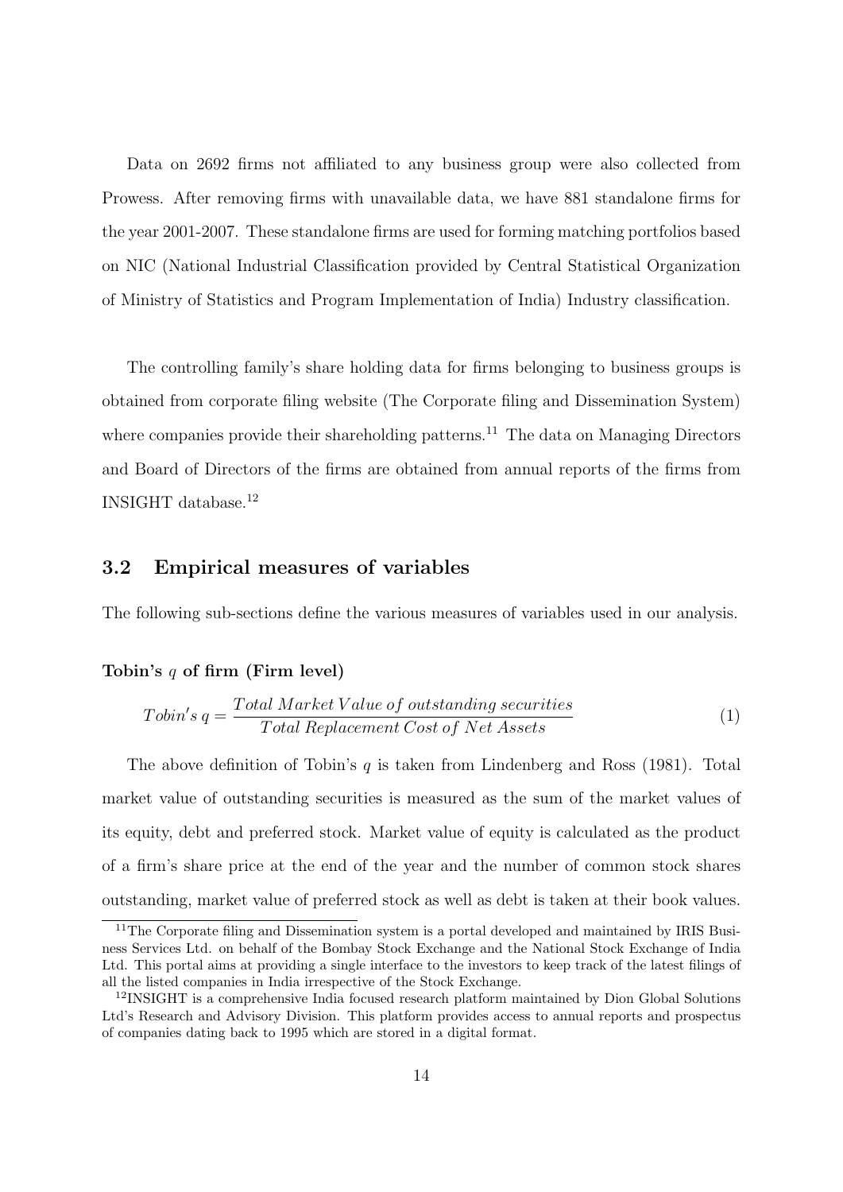Data on 2692 firms not affiliated to any business group were also collected from Prowess. After removing firms with unavailable data, we have 881 standalone firms for the year 2001-2007. These standalone firms are used for forming matching portfolios based on NIC (National Industrial Classification provided by Central Statistical Organization of Ministry of Statistics and Program Implementation of India) Industry classification.

The controlling family's share holding data for firms belonging to business groups is obtained from corporate filing website (The Corporate filing and Dissemination System) where companies provide their shareholding patterns.[11] The data on Managing Directors and Board of Directors of the firms are obtained from annual reports of the firms from INSIGHT database.[12]

## 3.2 Empirical measures of variables

The following sub-sections define the various measures of variables used in our analysis.

**Tobin's $q$ of firm (Firm level)**

$$Tobin's\, q = \frac{Total\ Market\ Value\ of\ outstanding\ securities}{Total\ Replacement\ Cost\ of\ Net\ Assets} \tag{1}$$

The above definition of Tobin's $q$ is taken from Lindenberg and Ross (1981). Total market value of outstanding securities is measured as the sum of the market values of its equity, debt and preferred stock. Market value of equity is calculated as the product of a firm's share price at the end of the year and the number of common stock shares outstanding, market value of preferred stock as well as debt is taken at their book values.

[11] The Corporate filing and Dissemination system is a portal developed and maintained by IRIS Business Services Ltd. on behalf of the Bombay Stock Exchange and the National Stock Exchange of India Ltd. This portal aims at providing a single interface to the investors to keep track of the latest filings of all the listed companies in India irrespective of the Stock Exchange.

[12] INSIGHT is a comprehensive India focused research platform maintained by Dion Global Solutions Ltd's Research and Advisory Division. This platform provides access to annual reports and prospectus of companies dating back to 1995 which are stored in a digital format.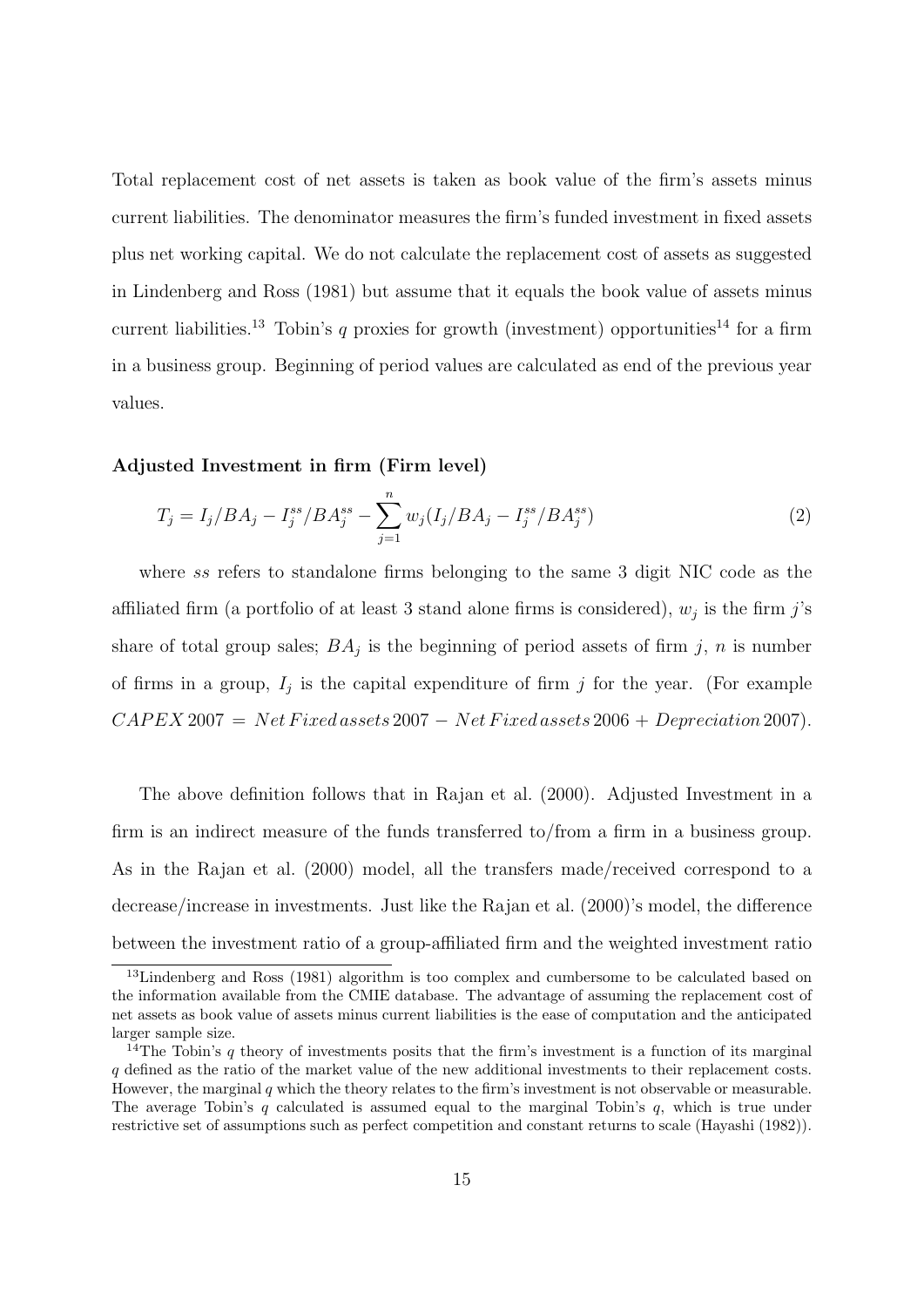Total replacement cost of net assets is taken as book value of the firm's assets minus current liabilities. The denominator measures the firm's funded investment in fixed assets plus net working capital. We do not calculate the replacement cost of assets as suggested in Lindenberg and Ross (1981) but assume that it equals the book value of assets minus current liabilities.[13] Tobin's $q$ proxies for growth (investment) opportunities[14] for a firm in a business group. Beginning of period values are calculated as end of the previous year values.

**Adjusted Investment in firm (Firm level)**

$$T_j = I_j/BA_j - I_j^{ss}/BA_j^{ss} - \sum_{j=1}^{n} w_j(I_j/BA_j - I_j^{ss}/BA_j^{ss}) \tag{2}$$

where $ss$ refers to standalone firms belonging to the same 3 digit NIC code as the affiliated firm (a portfolio of at least 3 stand alone firms is considered), $w_j$ is the firm $j$'s share of total group sales; $BA_j$ is the beginning of period assets of firm $j$, $n$ is number of firms in a group, $I_j$ is the capital expenditure of firm $j$ for the year. (For example $CAPEX\,2007 = Net\,Fixed\,assets\,2007 - Net\,Fixed\,assets\,2006 + Depreciation\,2007$).

The above definition follows that in Rajan et al. (2000). Adjusted Investment in a firm is an indirect measure of the funds transferred to/from a firm in a business group. As in the Rajan et al. (2000) model, all the transfers made/received correspond to a decrease/increase in investments. Just like the Rajan et al. (2000)'s model, the difference between the investment ratio of a group-affiliated firm and the weighted investment ratio

[13] Lindenberg and Ross (1981) algorithm is too complex and cumbersome to be calculated based on the information available from the CMIE database. The advantage of assuming the replacement cost of net assets as book value of assets minus current liabilities is the ease of computation and the anticipated larger sample size.

[14] The Tobin's $q$ theory of investments posits that the firm's investment is a function of its marginal $q$ defined as the ratio of the market value of the new additional investments to their replacement costs. However, the marginal $q$ which the theory relates to the firm's investment is not observable or measurable. The average Tobin's $q$ calculated is assumed equal to the marginal Tobin's $q$, which is true under restrictive set of assumptions such as perfect competition and constant returns to scale (Hayashi (1982)).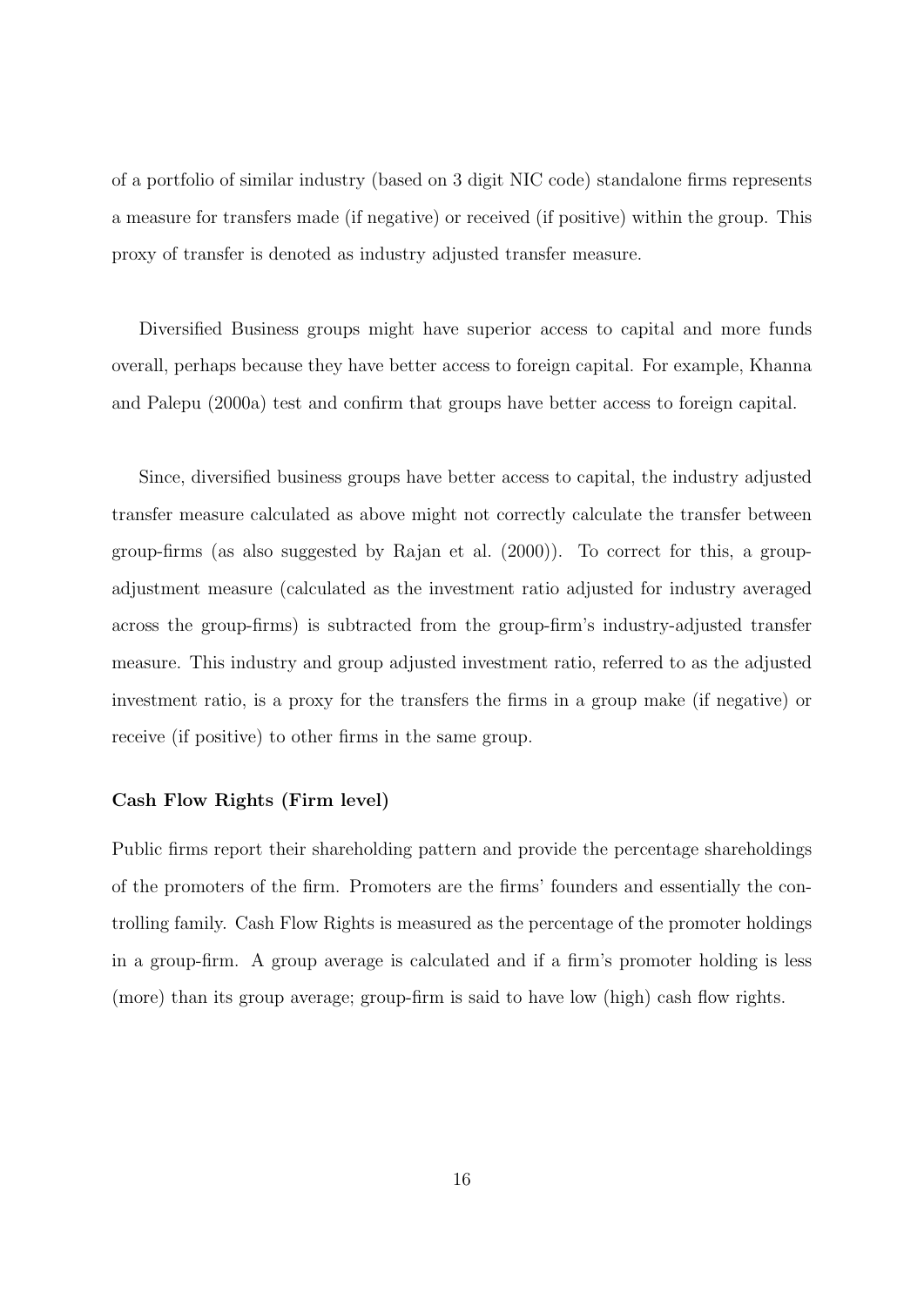of a portfolio of similar industry (based on 3 digit NIC code) standalone firms represents a measure for transfers made (if negative) or received (if positive) within the group. This proxy of transfer is denoted as industry adjusted transfer measure.

Diversified Business groups might have superior access to capital and more funds overall, perhaps because they have better access to foreign capital. For example, Khanna and Palepu (2000a) test and confirm that groups have better access to foreign capital.

Since, diversified business groups have better access to capital, the industry adjusted transfer measure calculated as above might not correctly calculate the transfer between group-firms (as also suggested by Rajan et al. (2000)). To correct for this, a group-adjustment measure (calculated as the investment ratio adjusted for industry averaged across the group-firms) is subtracted from the group-firm's industry-adjusted transfer measure. This industry and group adjusted investment ratio, referred to as the adjusted investment ratio, is a proxy for the transfers the firms in a group make (if negative) or receive (if positive) to other firms in the same group.

**Cash Flow Rights (Firm level)**

Public firms report their shareholding pattern and provide the percentage shareholdings of the promoters of the firm. Promoters are the firms' founders and essentially the controlling family. Cash Flow Rights is measured as the percentage of the promoter holdings in a group-firm. A group average is calculated and if a firm's promoter holding is less (more) than its group average; group-firm is said to have low (high) cash flow rights.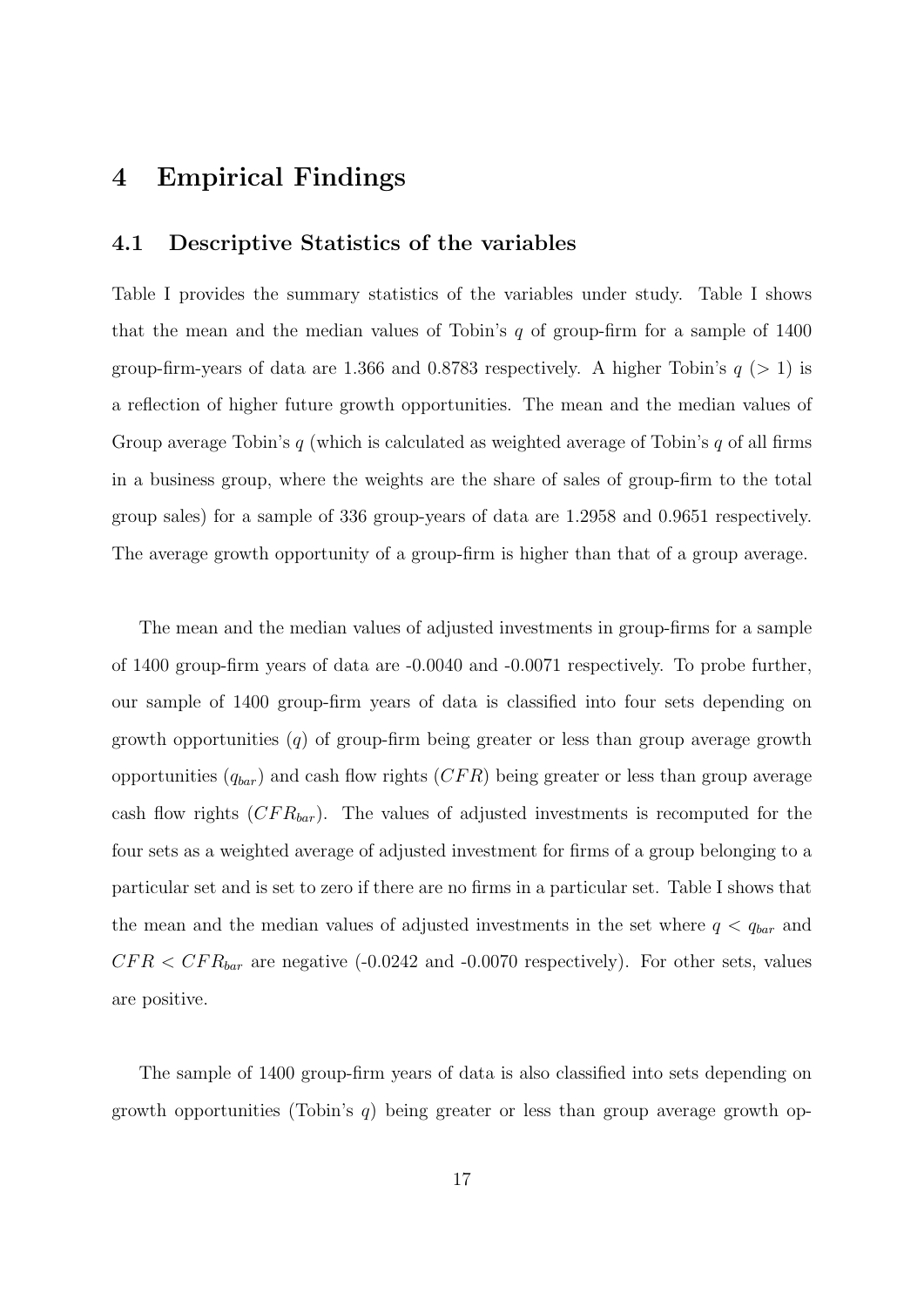## 4 Empirical Findings

### 4.1 Descriptive Statistics of the variables

Table I provides the summary statistics of the variables under study. Table I shows that the mean and the median values of Tobin's $q$ of group-firm for a sample of 1400 group-firm-years of data are 1.366 and 0.8783 respectively. A higher Tobin's $q$ ($> 1$) is a reflection of higher future growth opportunities. The mean and the median values of Group average Tobin's $q$ (which is calculated as weighted average of Tobin's $q$ of all firms in a business group, where the weights are the share of sales of group-firm to the total group sales) for a sample of 336 group-years of data are 1.2958 and 0.9651 respectively. The average growth opportunity of a group-firm is higher than that of a group average.

The mean and the median values of adjusted investments in group-firms for a sample of 1400 group-firm years of data are -0.0040 and -0.0071 respectively. To probe further, our sample of 1400 group-firm years of data is classified into four sets depending on growth opportunities ($q$) of group-firm being greater or less than group average growth opportunities ($q_{bar}$) and cash flow rights ($CFR$) being greater or less than group average cash flow rights ($CFR_{bar}$). The values of adjusted investments is recomputed for the four sets as a weighted average of adjusted investment for firms of a group belonging to a particular set and is set to zero if there are no firms in a particular set. Table I shows that the mean and the median values of adjusted investments in the set where $q < q_{bar}$ and $CFR < CFR_{bar}$ are negative (-0.0242 and -0.0070 respectively). For other sets, values are positive.

The sample of 1400 group-firm years of data is also classified into sets depending on growth opportunities (Tobin's $q$) being greater or less than group average growth op-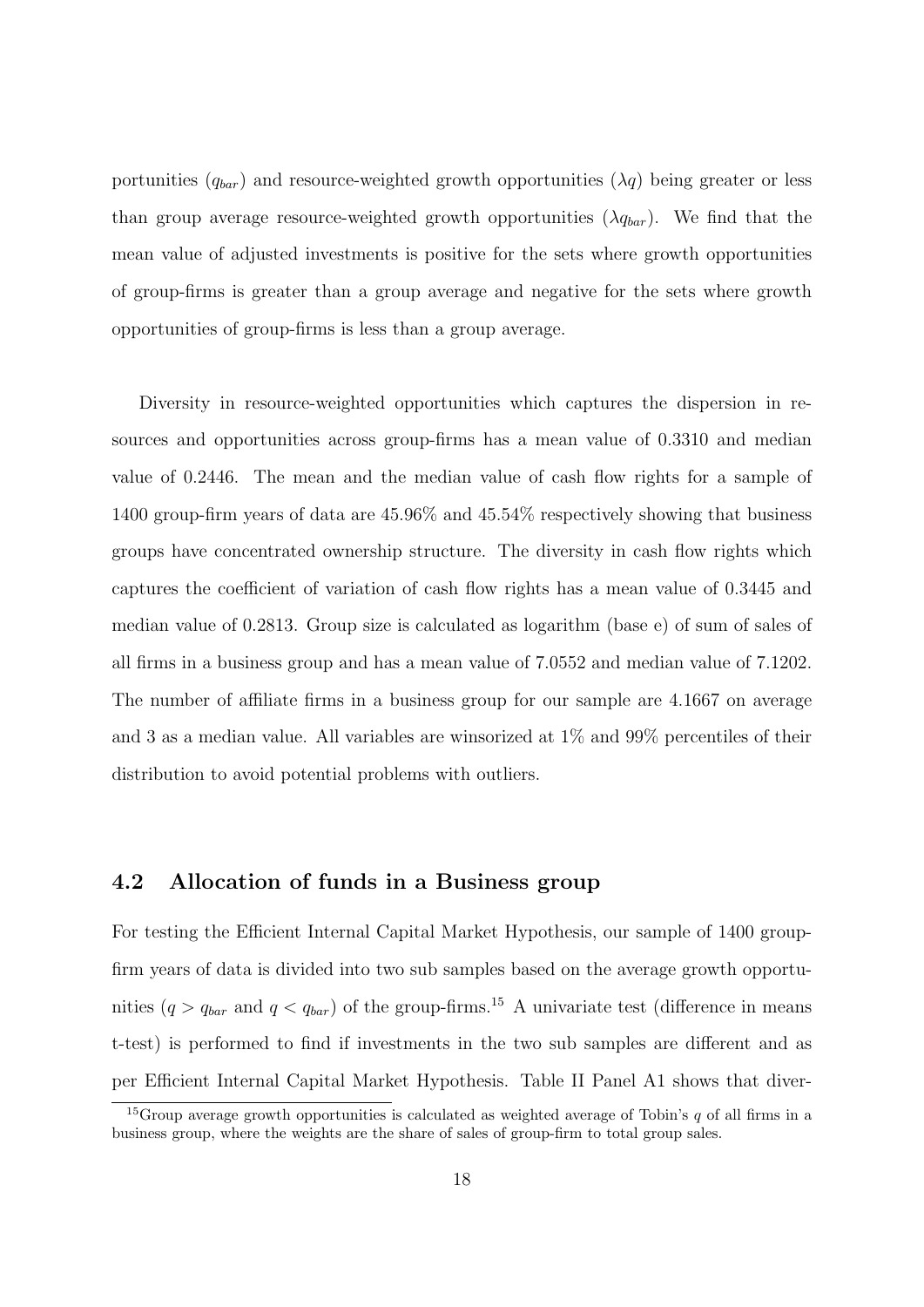portunities ($q_{bar}$) and resource-weighted growth opportunities ($\lambda q$) being greater or less than group average resource-weighted growth opportunities ($\lambda q_{bar}$). We find that the mean value of adjusted investments is positive for the sets where growth opportunities of group-firms is greater than a group average and negative for the sets where growth opportunities of group-firms is less than a group average.

Diversity in resource-weighted opportunities which captures the dispersion in resources and opportunities across group-firms has a mean value of 0.3310 and median value of 0.2446. The mean and the median value of cash flow rights for a sample of 1400 group-firm years of data are 45.96% and 45.54% respectively showing that business groups have concentrated ownership structure. The diversity in cash flow rights which captures the coefficient of variation of cash flow rights has a mean value of 0.3445 and median value of 0.2813. Group size is calculated as logarithm (base e) of sum of sales of all firms in a business group and has a mean value of 7.0552 and median value of 7.1202. The number of affiliate firms in a business group for our sample are 4.1667 on average and 3 as a median value. All variables are winsorized at 1% and 99% percentiles of their distribution to avoid potential problems with outliers.

## 4.2 Allocation of funds in a Business group

For testing the Efficient Internal Capital Market Hypothesis, our sample of 1400 group-firm years of data is divided into two sub samples based on the average growth opportunities ($q > q_{bar}$ and $q < q_{bar}$) of the group-firms.[15] A univariate test (difference in means t-test) is performed to find if investments in the two sub samples are different and as per Efficient Internal Capital Market Hypothesis. Table II Panel A1 shows that diver-

[15]Group average growth opportunities is calculated as weighted average of Tobin's $q$ of all firms in a business group, where the weights are the share of sales of group-firm to total group sales.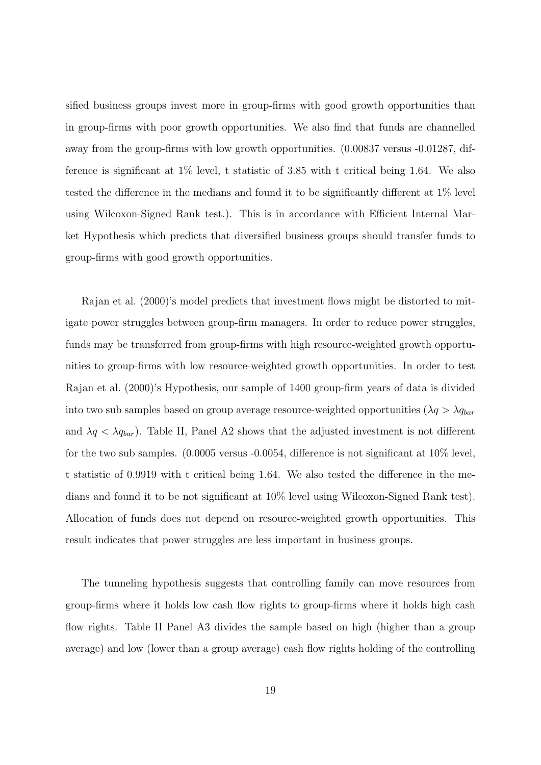sified business groups invest more in group-firms with good growth opportunities than in group-firms with poor growth opportunities. We also find that funds are channelled away from the group-firms with low growth opportunities. (0.00837 versus -0.01287, difference is significant at 1% level, t statistic of 3.85 with t critical being 1.64. We also tested the difference in the medians and found it to be significantly different at 1% level using Wilcoxon-Signed Rank test.). This is in accordance with Efficient Internal Market Hypothesis which predicts that diversified business groups should transfer funds to group-firms with good growth opportunities.

Rajan et al. (2000)'s model predicts that investment flows might be distorted to mitigate power struggles between group-firm managers. In order to reduce power struggles, funds may be transferred from group-firms with high resource-weighted growth opportunities to group-firms with low resource-weighted growth opportunities. In order to test Rajan et al. (2000)'s Hypothesis, our sample of 1400 group-firm years of data is divided into two sub samples based on group average resource-weighted opportunities ($\lambda q > \lambda q_{bar}$ and $\lambda q < \lambda q_{bar}$). Table II, Panel A2 shows that the adjusted investment is not different for the two sub samples. (0.0005 versus -0.0054, difference is not significant at 10% level, t statistic of 0.9919 with t critical being 1.64. We also tested the difference in the medians and found it to be not significant at 10% level using Wilcoxon-Signed Rank test). Allocation of funds does not depend on resource-weighted growth opportunities. This result indicates that power struggles are less important in business groups.

The tunneling hypothesis suggests that controlling family can move resources from group-firms where it holds low cash flow rights to group-firms where it holds high cash flow rights. Table II Panel A3 divides the sample based on high (higher than a group average) and low (lower than a group average) cash flow rights holding of the controlling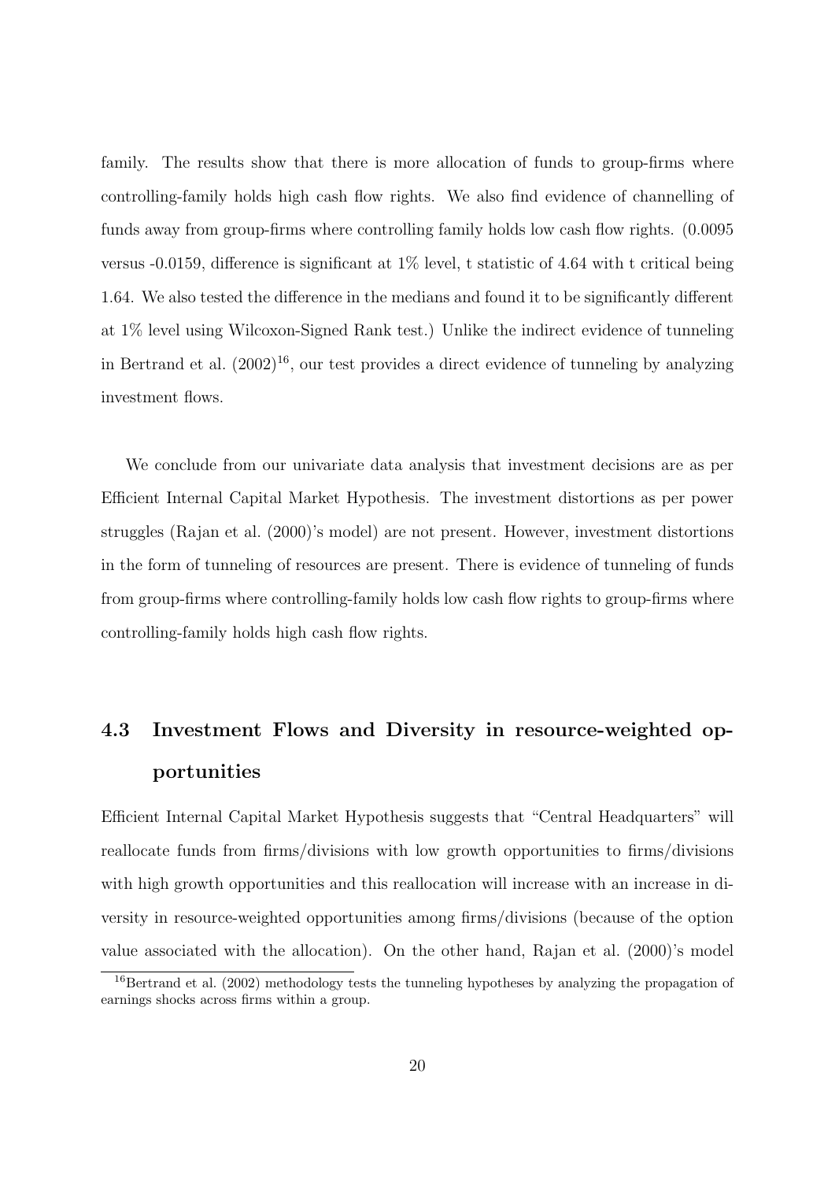family. The results show that there is more allocation of funds to group-firms where controlling-family holds high cash flow rights. We also find evidence of channelling of funds away from group-firms where controlling family holds low cash flow rights. (0.0095 versus -0.0159, difference is significant at 1% level, t statistic of 4.64 with t critical being 1.64. We also tested the difference in the medians and found it to be significantly different at 1% level using Wilcoxon-Signed Rank test.) Unlike the indirect evidence of tunneling in Bertrand et al. (2002)[16], our test provides a direct evidence of tunneling by analyzing investment flows.

We conclude from our univariate data analysis that investment decisions are as per Efficient Internal Capital Market Hypothesis. The investment distortions as per power struggles (Rajan et al. (2000)'s model) are not present. However, investment distortions in the form of tunneling of resources are present. There is evidence of tunneling of funds from group-firms where controlling-family holds low cash flow rights to group-firms where controlling-family holds high cash flow rights.

### 4.3 Investment Flows and Diversity in resource-weighted opportunities

Efficient Internal Capital Market Hypothesis suggests that "Central Headquarters" will reallocate funds from firms/divisions with low growth opportunities to firms/divisions with high growth opportunities and this reallocation will increase with an increase in diversity in resource-weighted opportunities among firms/divisions (because of the option value associated with the allocation). On the other hand, Rajan et al. (2000)'s model

[16] Bertrand et al. (2002) methodology tests the tunneling hypotheses by analyzing the propagation of earnings shocks across firms within a group.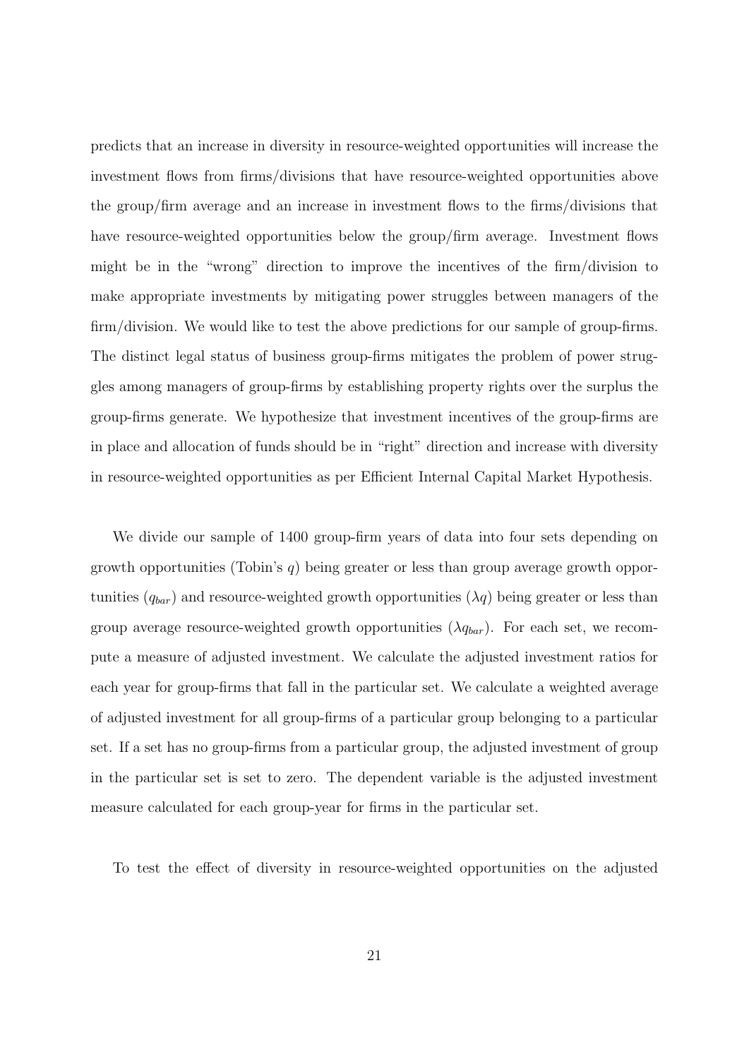predicts that an increase in diversity in resource-weighted opportunities will increase the investment flows from firms/divisions that have resource-weighted opportunities above the group/firm average and an increase in investment flows to the firms/divisions that have resource-weighted opportunities below the group/firm average. Investment flows might be in the "wrong" direction to improve the incentives of the firm/division to make appropriate investments by mitigating power struggles between managers of the firm/division. We would like to test the above predictions for our sample of group-firms. The distinct legal status of business group-firms mitigates the problem of power struggles among managers of group-firms by establishing property rights over the surplus the group-firms generate. We hypothesize that investment incentives of the group-firms are in place and allocation of funds should be in "right" direction and increase with diversity in resource-weighted opportunities as per Efficient Internal Capital Market Hypothesis.

We divide our sample of 1400 group-firm years of data into four sets depending on growth opportunities (Tobin's $q$) being greater or less than group average growth opportunities ($q_{bar}$) and resource-weighted growth opportunities ($\lambda q$) being greater or less than group average resource-weighted growth opportunities ($\lambda q_{bar}$). For each set, we recompute a measure of adjusted investment. We calculate the adjusted investment ratios for each year for group-firms that fall in the particular set. We calculate a weighted average of adjusted investment for all group-firms of a particular group belonging to a particular set. If a set has no group-firms from a particular group, the adjusted investment of group in the particular set is set to zero. The dependent variable is the adjusted investment measure calculated for each group-year for firms in the particular set.

To test the effect of diversity in resource-weighted opportunities on the adjusted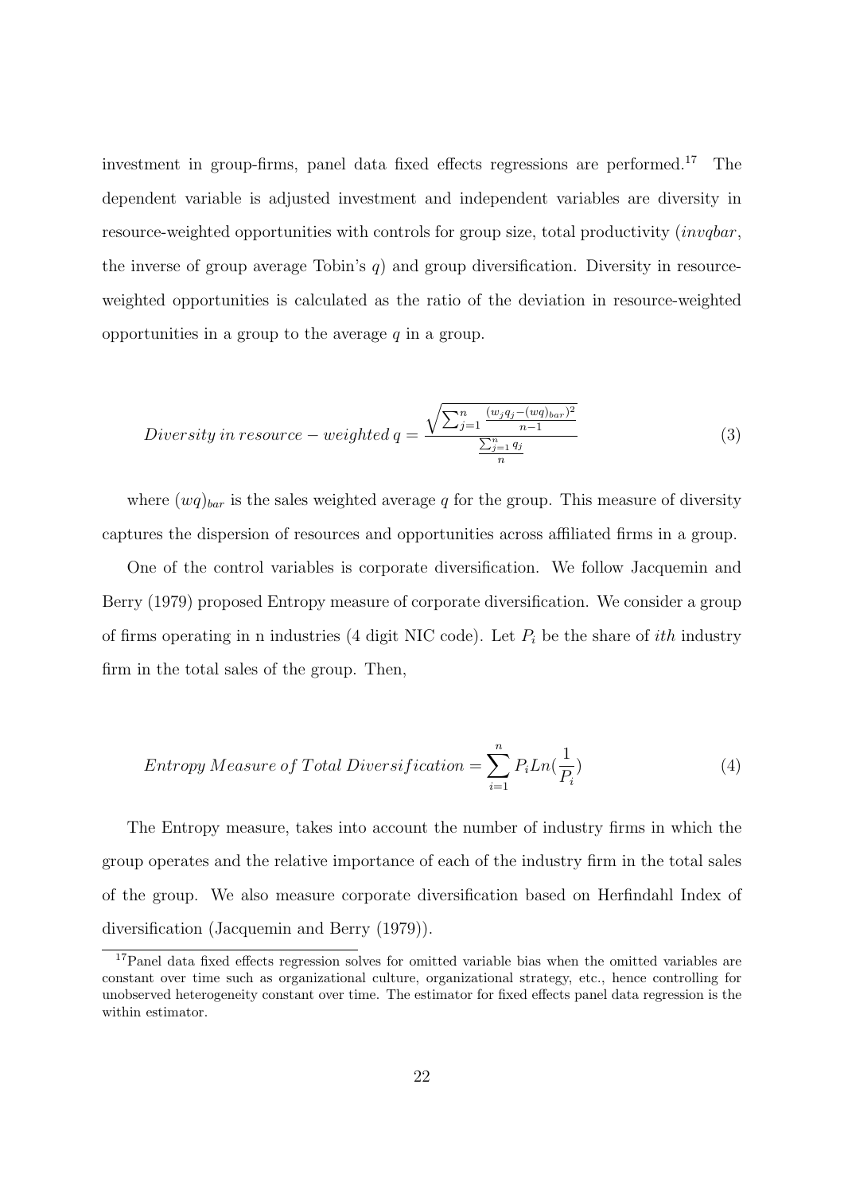investment in group-firms, panel data fixed effects regressions are performed.[17] The dependent variable is adjusted investment and independent variables are diversity in resource-weighted opportunities with controls for group size, total productivity (*invqbar*, the inverse of group average Tobin's $q$) and group diversification. Diversity in resource-weighted opportunities is calculated as the ratio of the deviation in resource-weighted opportunities in a group to the average $q$ in a group.

$$Diversity\ in\ resource-weighted\ q = \frac{\sqrt{\sum_{j=1}^{n} \frac{(w_j q_j - (wq)_{bar})^2}{n-1}}}{\frac{\sum_{j=1}^{n} q_j}{n}} \tag{3}$$

where $(wq)_{bar}$ is the sales weighted average $q$ for the group. This measure of diversity captures the dispersion of resources and opportunities across affiliated firms in a group.

One of the control variables is corporate diversification. We follow Jacquemin and Berry (1979) proposed Entropy measure of corporate diversification. We consider a group of firms operating in n industries (4 digit NIC code). Let $P_i$ be the share of $ith$ industry firm in the total sales of the group. Then,

$$Entropy\ Measure\ of\ Total\ Diversification = \sum_{i=1}^{n} P_i Ln(\frac{1}{P_i}) \tag{4}$$

The Entropy measure, takes into account the number of industry firms in which the group operates and the relative importance of each of the industry firm in the total sales of the group. We also measure corporate diversification based on Herfindahl Index of diversification (Jacquemin and Berry (1979)).

[17] Panel data fixed effects regression solves for omitted variable bias when the omitted variables are constant over time such as organizational culture, organizational strategy, etc., hence controlling for unobserved heterogeneity constant over time. The estimator for fixed effects panel data regression is the within estimator.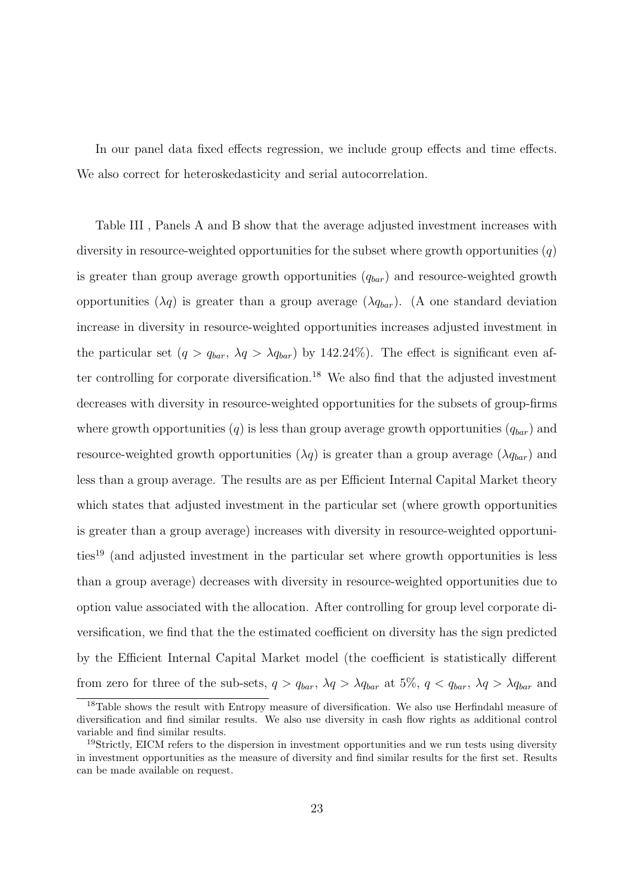In our panel data fixed effects regression, we include group effects and time effects. We also correct for heteroskedasticity and serial autocorrelation.

Table III , Panels A and B show that the average adjusted investment increases with diversity in resource-weighted opportunities for the subset where growth opportunities ($q$) is greater than group average growth opportunities ($q_{bar}$) and resource-weighted growth opportunities ($\lambda q$) is greater than a group average ($\lambda q_{bar}$). (A one standard deviation increase in diversity in resource-weighted opportunities increases adjusted investment in the particular set ($q > q_{bar}$, $\lambda q > \lambda q_{bar}$) by 142.24%). The effect is significant even after controlling for corporate diversification.[18] We also find that the adjusted investment decreases with diversity in resource-weighted opportunities for the subsets of group-firms where growth opportunities ($q$) is less than group average growth opportunities ($q_{bar}$) and resource-weighted growth opportunities ($\lambda q$) is greater than a group average ($\lambda q_{bar}$) and less than a group average. The results are as per Efficient Internal Capital Market theory which states that adjusted investment in the particular set (where growth opportunities is greater than a group average) increases with diversity in resource-weighted opportunities[19] (and adjusted investment in the particular set where growth opportunities is less than a group average) decreases with diversity in resource-weighted opportunities due to option value associated with the allocation. After controlling for group level corporate diversification, we find that the the estimated coefficient on diversity has the sign predicted by the Efficient Internal Capital Market model (the coefficient is statistically different from zero for three of the sub-sets, $q > q_{bar}$, $\lambda q > \lambda q_{bar}$ at 5%, $q < q_{bar}$, $\lambda q > \lambda q_{bar}$ and

[18] Table shows the result with Entropy measure of diversification. We also use Herfindahl measure of diversification and find similar results. We also use diversity in cash flow rights as additional control variable and find similar results.

[19] Strictly, EICM refers to the dispersion in investment opportunities and we run tests using diversity in investment opportunities as the measure of diversity and find similar results for the first set. Results can be made available on request.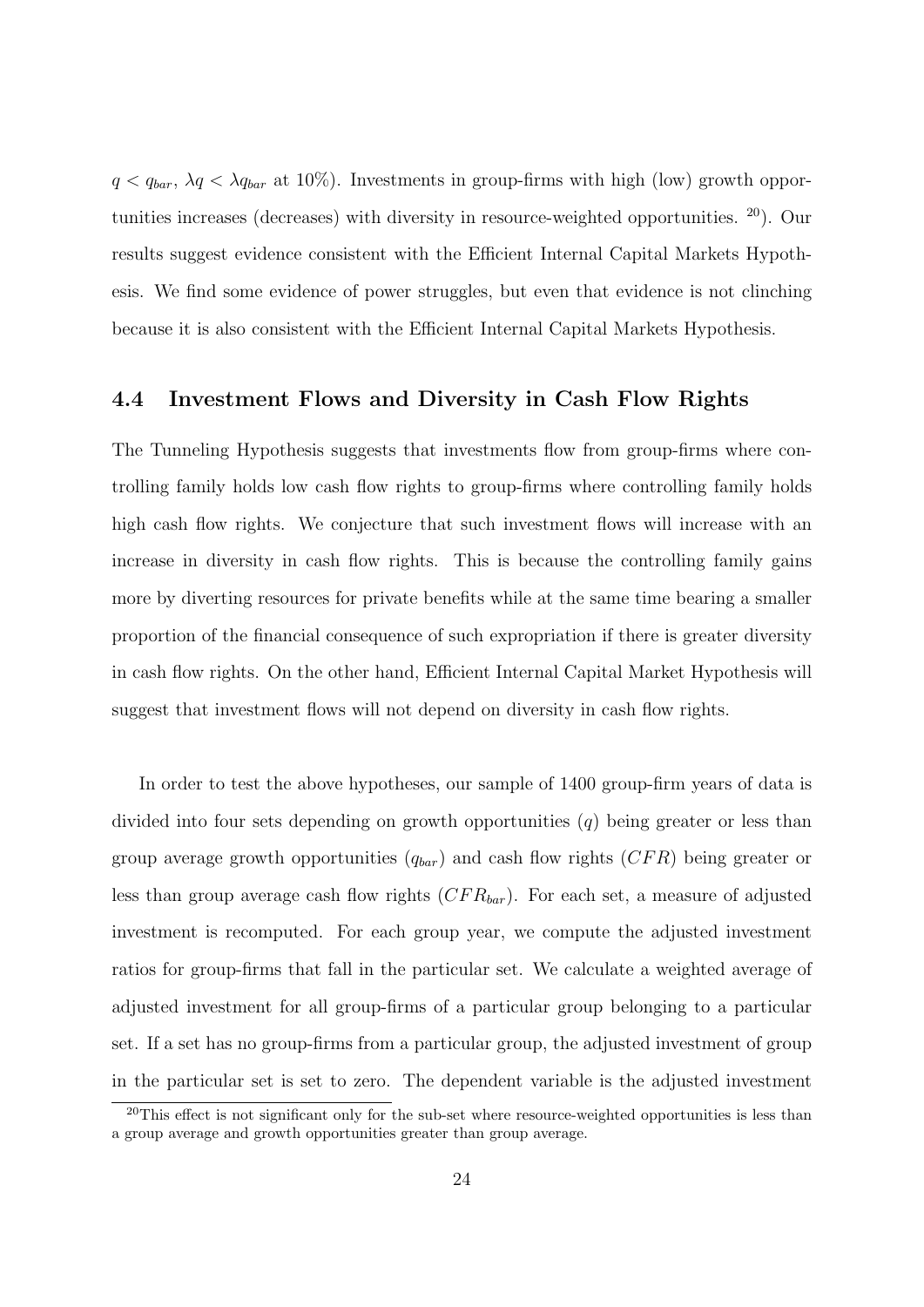$q < q_{bar}$, $\lambda q < \lambda q_{bar}$ at 10%). Investments in group-firms with high (low) growth opportunities increases (decreases) with diversity in resource-weighted opportunities. [20]). Our results suggest evidence consistent with the Efficient Internal Capital Markets Hypothesis. We find some evidence of power struggles, but even that evidence is not clinching because it is also consistent with the Efficient Internal Capital Markets Hypothesis.

## 4.4 Investment Flows and Diversity in Cash Flow Rights

The Tunneling Hypothesis suggests that investments flow from group-firms where controlling family holds low cash flow rights to group-firms where controlling family holds high cash flow rights. We conjecture that such investment flows will increase with an increase in diversity in cash flow rights. This is because the controlling family gains more by diverting resources for private benefits while at the same time bearing a smaller proportion of the financial consequence of such expropriation if there is greater diversity in cash flow rights. On the other hand, Efficient Internal Capital Market Hypothesis will suggest that investment flows will not depend on diversity in cash flow rights.

In order to test the above hypotheses, our sample of 1400 group-firm years of data is divided into four sets depending on growth opportunities ($q$) being greater or less than group average growth opportunities ($q_{bar}$) and cash flow rights ($CFR$) being greater or less than group average cash flow rights ($CFR_{bar}$). For each set, a measure of adjusted investment is recomputed. For each group year, we compute the adjusted investment ratios for group-firms that fall in the particular set. We calculate a weighted average of adjusted investment for all group-firms of a particular group belonging to a particular set. If a set has no group-firms from a particular group, the adjusted investment of group in the particular set is set to zero. The dependent variable is the adjusted investment

[20] This effect is not significant only for the sub-set where resource-weighted opportunities is less than a group average and growth opportunities greater than group average.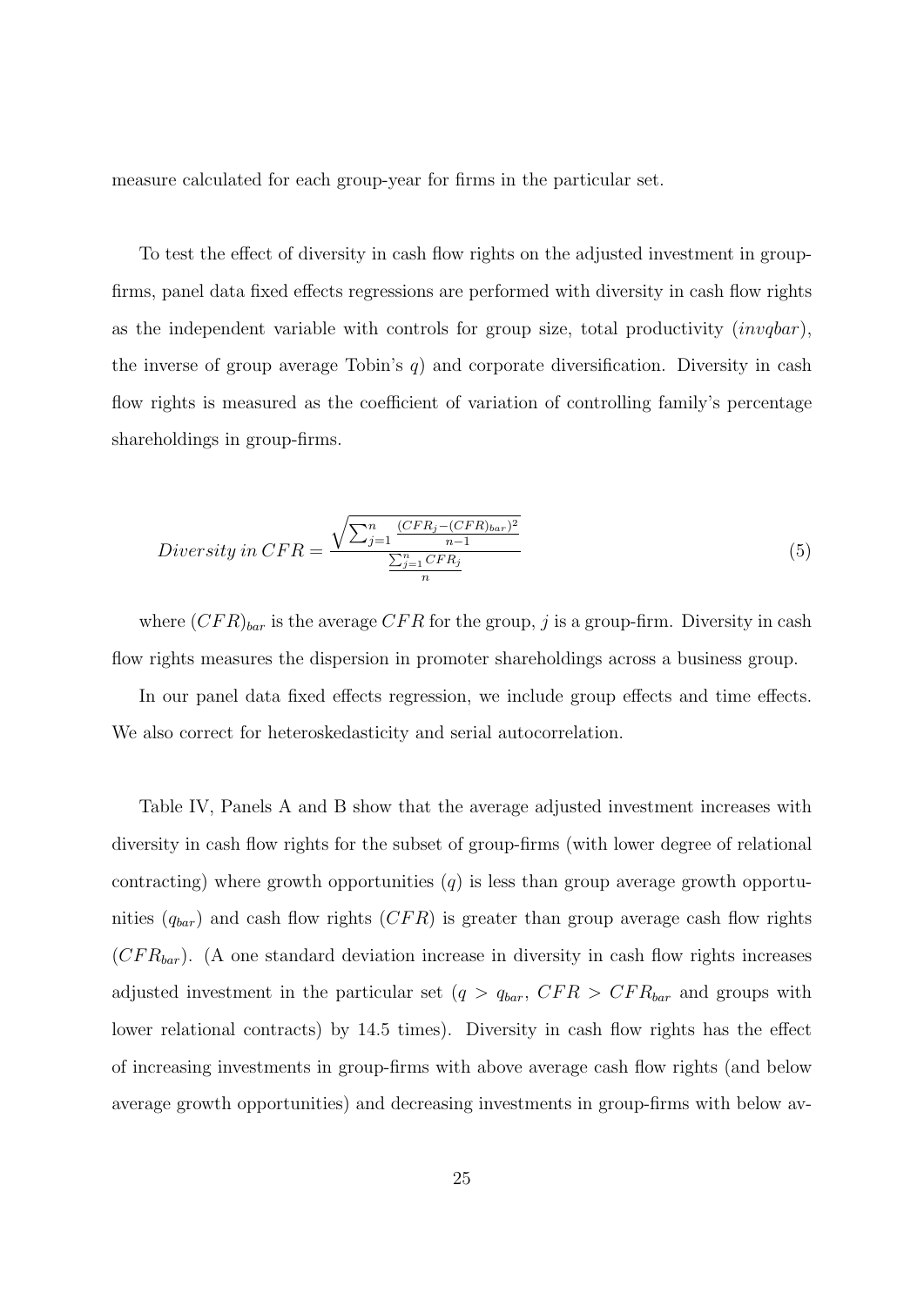measure calculated for each group-year for firms in the particular set.

To test the effect of diversity in cash flow rights on the adjusted investment in group-firms, panel data fixed effects regressions are performed with diversity in cash flow rights as the independent variable with controls for group size, total productivity (*invqbar*), the inverse of group average Tobin's $q$) and corporate diversification. Diversity in cash flow rights is measured as the coefficient of variation of controlling family's percentage shareholdings in group-firms.

$$Diversity\ in\ CFR = \frac{\sqrt{\sum_{j=1}^{n} \frac{(CFR_j - (CFR)_{bar})^2}{n-1}}}{\frac{\sum_{j=1}^{n} CFR_j}{n}} \tag{5}$$

where $(CFR)_{bar}$ is the average $CFR$ for the group, $j$ is a group-firm. Diversity in cash flow rights measures the dispersion in promoter shareholdings across a business group.

In our panel data fixed effects regression, we include group effects and time effects. We also correct for heteroskedasticity and serial autocorrelation.

Table IV, Panels A and B show that the average adjusted investment increases with diversity in cash flow rights for the subset of group-firms (with lower degree of relational contracting) where growth opportunities ($q$) is less than group average growth opportunities ($q_{bar}$) and cash flow rights ($CFR$) is greater than group average cash flow rights ($CFR_{bar}$). (A one standard deviation increase in diversity in cash flow rights increases adjusted investment in the particular set ($q > q_{bar}$, $CFR > CFR_{bar}$ and groups with lower relational contracts) by 14.5 times). Diversity in cash flow rights has the effect of increasing investments in group-firms with above average cash flow rights (and below average growth opportunities) and decreasing investments in group-firms with below av-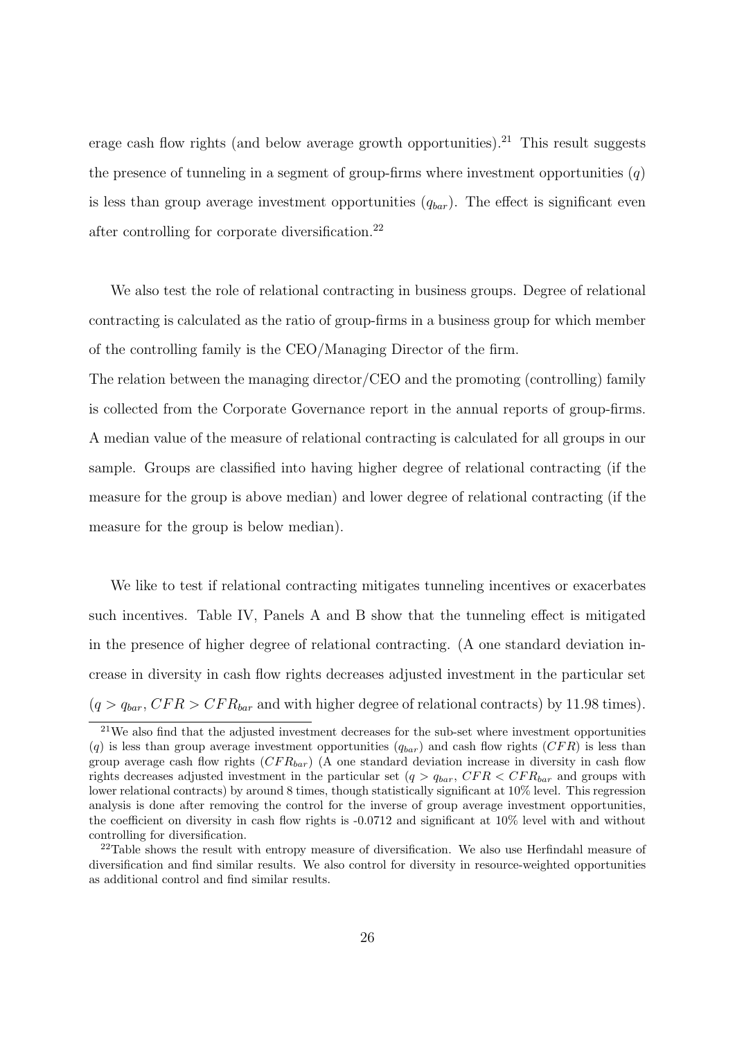erage cash flow rights (and below average growth opportunities).[21] This result suggests the presence of tunneling in a segment of group-firms where investment opportunities ($q$) is less than group average investment opportunities ($q_{bar}$). The effect is significant even after controlling for corporate diversification.[22]

We also test the role of relational contracting in business groups. Degree of relational contracting is calculated as the ratio of group-firms in a business group for which member of the controlling family is the CEO/Managing Director of the firm.

The relation between the managing director/CEO and the promoting (controlling) family is collected from the Corporate Governance report in the annual reports of group-firms. A median value of the measure of relational contracting is calculated for all groups in our sample. Groups are classified into having higher degree of relational contracting (if the measure for the group is above median) and lower degree of relational contracting (if the measure for the group is below median).

We like to test if relational contracting mitigates tunneling incentives or exacerbates such incentives. Table IV, Panels A and B show that the tunneling effect is mitigated in the presence of higher degree of relational contracting. (A one standard deviation increase in diversity in cash flow rights decreases adjusted investment in the particular set ($q > q_{bar}$, $CFR > CFR_{bar}$ and with higher degree of relational contracts) by 11.98 times).

[21] We also find that the adjusted investment decreases for the sub-set where investment opportunities ($q$) is less than group average investment opportunities ($q_{bar}$) and cash flow rights ($CFR$) is less than group average cash flow rights ($CFR_{bar}$) (A one standard deviation increase in diversity in cash flow rights decreases adjusted investment in the particular set ($q > q_{bar}$, $CFR < CFR_{bar}$ and groups with lower relational contracts) by around 8 times, though statistically significant at 10% level. This regression analysis is done after removing the control for the inverse of group average investment opportunities, the coefficient on diversity in cash flow rights is -0.0712 and significant at 10% level with and without controlling for diversification.

[22] Table shows the result with entropy measure of diversification. We also use Herfindahl measure of diversification and find similar results. We also control for diversity in resource-weighted opportunities as additional control and find similar results.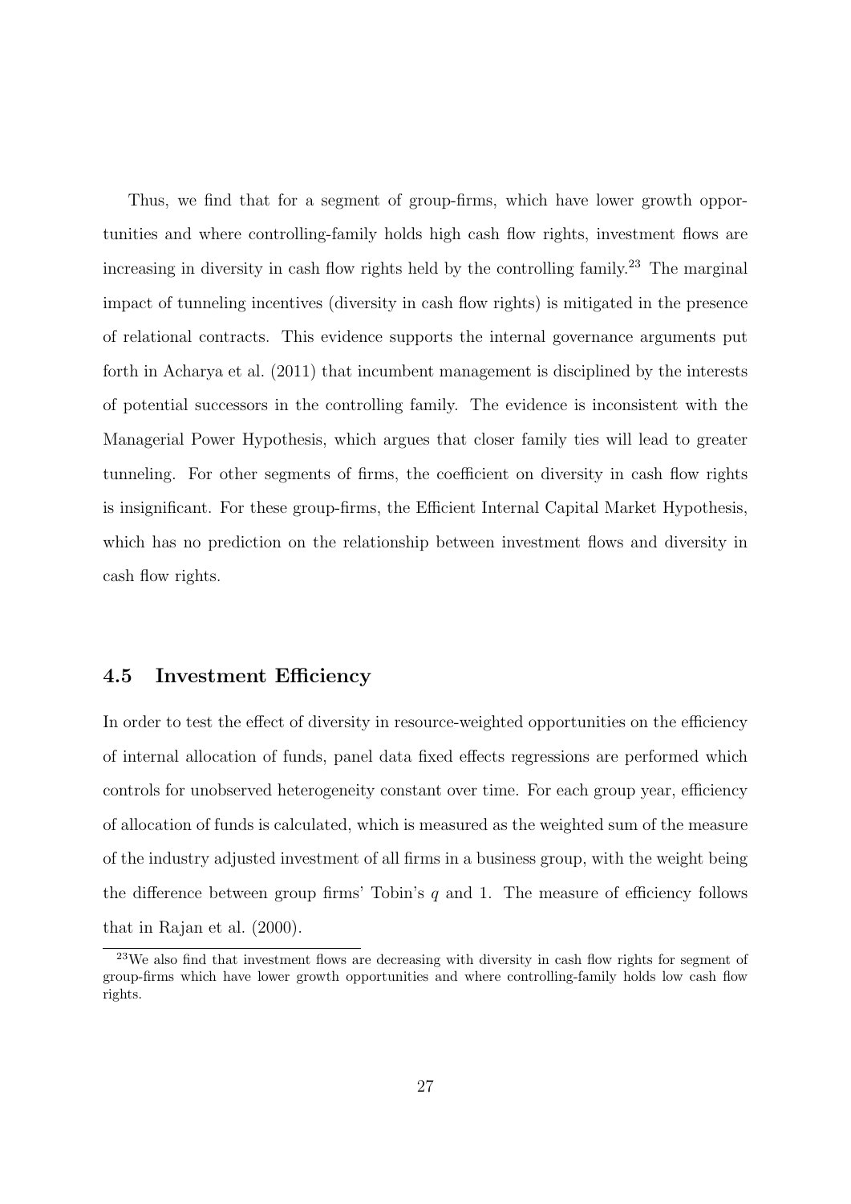Thus, we find that for a segment of group-firms, which have lower growth opportunities and where controlling-family holds high cash flow rights, investment flows are increasing in diversity in cash flow rights held by the controlling family.[23] The marginal impact of tunneling incentives (diversity in cash flow rights) is mitigated in the presence of relational contracts. This evidence supports the internal governance arguments put forth in Acharya et al. (2011) that incumbent management is disciplined by the interests of potential successors in the controlling family. The evidence is inconsistent with the Managerial Power Hypothesis, which argues that closer family ties will lead to greater tunneling. For other segments of firms, the coefficient on diversity in cash flow rights is insignificant. For these group-firms, the Efficient Internal Capital Market Hypothesis, which has no prediction on the relationship between investment flows and diversity in cash flow rights.

### 4.5 Investment Efficiency

In order to test the effect of diversity in resource-weighted opportunities on the efficiency of internal allocation of funds, panel data fixed effects regressions are performed which controls for unobserved heterogeneity constant over time. For each group year, efficiency of allocation of funds is calculated, which is measured as the weighted sum of the measure of the industry adjusted investment of all firms in a business group, with the weight being the difference between group firms' Tobin's $q$ and 1. The measure of efficiency follows that in Rajan et al. (2000).

[23] We also find that investment flows are decreasing with diversity in cash flow rights for segment of group-firms which have lower growth opportunities and where controlling-family holds low cash flow rights.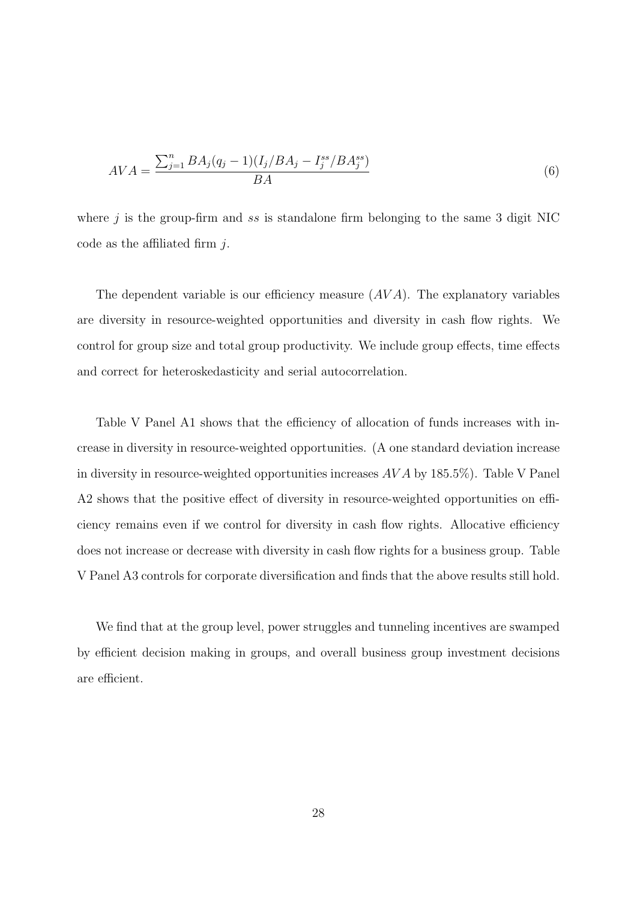$$AVA = \frac{\sum_{j=1}^{n} BA_j(q_j - 1)(I_j/BA_j - I_j^{ss}/BA_j^{ss})}{BA} \tag{6}$$

where $j$ is the group-firm and $ss$ is standalone firm belonging to the same 3 digit NIC code as the affiliated firm $j$.

The dependent variable is our efficiency measure ($AVA$). The explanatory variables are diversity in resource-weighted opportunities and diversity in cash flow rights. We control for group size and total group productivity. We include group effects, time effects and correct for heteroskedasticity and serial autocorrelation.

Table V Panel A1 shows that the efficiency of allocation of funds increases with increase in diversity in resource-weighted opportunities. (A one standard deviation increase in diversity in resource-weighted opportunities increases $AVA$ by 185.5%). Table V Panel A2 shows that the positive effect of diversity in resource-weighted opportunities on efficiency remains even if we control for diversity in cash flow rights. Allocative efficiency does not increase or decrease with diversity in cash flow rights for a business group. Table V Panel A3 controls for corporate diversification and finds that the above results still hold.

We find that at the group level, power struggles and tunneling incentives are swamped by efficient decision making in groups, and overall business group investment decisions are efficient.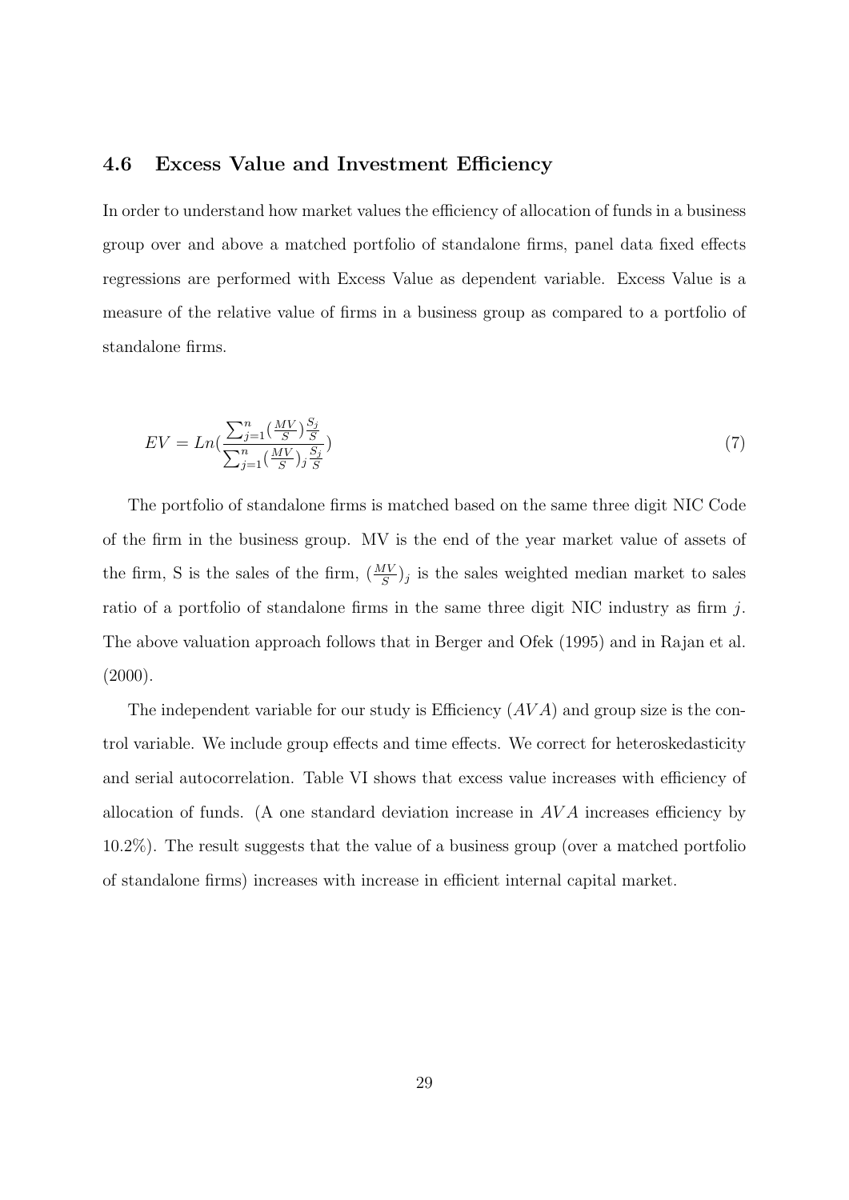### 4.6 Excess Value and Investment Efficiency

In order to understand how market values the efficiency of allocation of funds in a business group over and above a matched portfolio of standalone firms, panel data fixed effects regressions are performed with Excess Value as dependent variable. Excess Value is a measure of the relative value of firms in a business group as compared to a portfolio of standalone firms.

$$EV = Ln(\frac{\sum_{j=1}^{n}(\frac{MV}{S})\frac{S_j}{S}}{\sum_{j=1}^{n}(\frac{MV}{S})_j\frac{S_j}{S}}) \tag{7}$$

The portfolio of standalone firms is matched based on the same three digit NIC Code of the firm in the business group. MV is the end of the year market value of assets of the firm, S is the sales of the firm, $(\frac{MV}{S})_j$ is the sales weighted median market to sales ratio of a portfolio of standalone firms in the same three digit NIC industry as firm $j$. The above valuation approach follows that in Berger and Ofek (1995) and in Rajan et al. (2000).

The independent variable for our study is Efficiency ($AVA$) and group size is the control variable. We include group effects and time effects. We correct for heteroskedasticity and serial autocorrelation. Table VI shows that excess value increases with efficiency of allocation of funds. (A one standard deviation increase in $AVA$ increases efficiency by 10.2%). The result suggests that the value of a business group (over a matched portfolio of standalone firms) increases with increase in efficient internal capital market.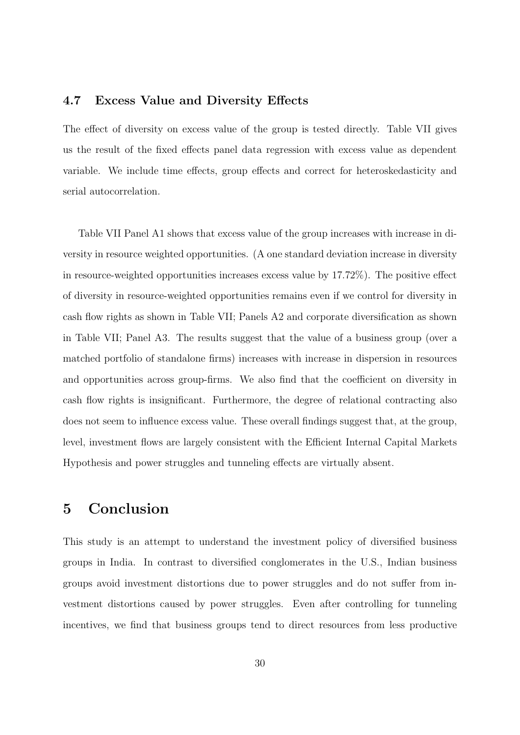### 4.7 Excess Value and Diversity Effects

The effect of diversity on excess value of the group is tested directly. Table VII gives us the result of the fixed effects panel data regression with excess value as dependent variable. We include time effects, group effects and correct for heteroskedasticity and serial autocorrelation.

Table VII Panel A1 shows that excess value of the group increases with increase in diversity in resource weighted opportunities. (A one standard deviation increase in diversity in resource-weighted opportunities increases excess value by 17.72%). The positive effect of diversity in resource-weighted opportunities remains even if we control for diversity in cash flow rights as shown in Table VII; Panels A2 and corporate diversification as shown in Table VII; Panel A3. The results suggest that the value of a business group (over a matched portfolio of standalone firms) increases with increase in dispersion in resources and opportunities across group-firms. We also find that the coefficient on diversity in cash flow rights is insignificant. Furthermore, the degree of relational contracting also does not seem to influence excess value. These overall findings suggest that, at the group, level, investment flows are largely consistent with the Efficient Internal Capital Markets Hypothesis and power struggles and tunneling effects are virtually absent.

# 5 Conclusion

This study is an attempt to understand the investment policy of diversified business groups in India. In contrast to diversified conglomerates in the U.S., Indian business groups avoid investment distortions due to power struggles and do not suffer from investment distortions caused by power struggles. Even after controlling for tunneling incentives, we find that business groups tend to direct resources from less productive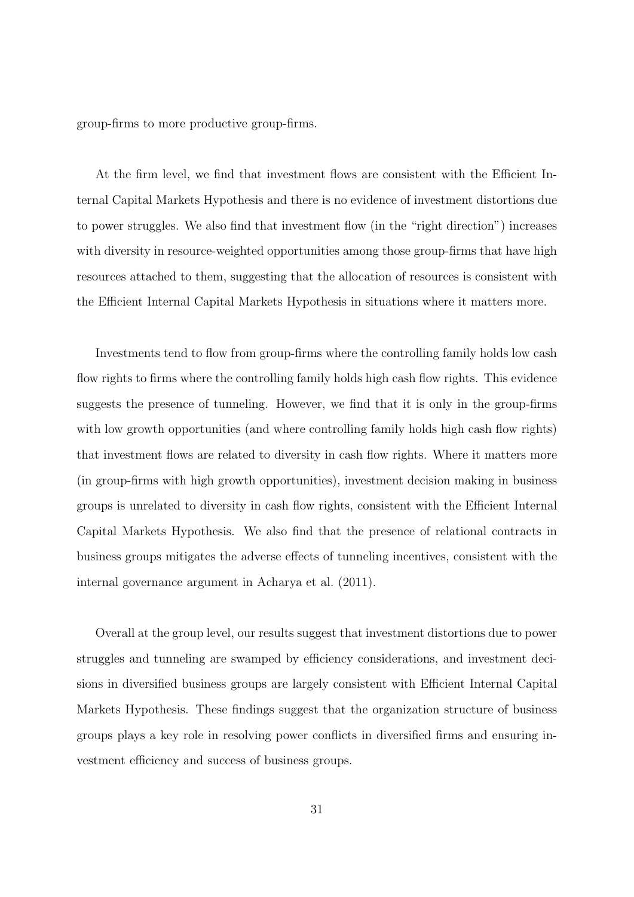group-firms to more productive group-firms.

At the firm level, we find that investment flows are consistent with the Efficient Internal Capital Markets Hypothesis and there is no evidence of investment distortions due to power struggles. We also find that investment flow (in the "right direction") increases with diversity in resource-weighted opportunities among those group-firms that have high resources attached to them, suggesting that the allocation of resources is consistent with the Efficient Internal Capital Markets Hypothesis in situations where it matters more.

Investments tend to flow from group-firms where the controlling family holds low cash flow rights to firms where the controlling family holds high cash flow rights. This evidence suggests the presence of tunneling. However, we find that it is only in the group-firms with low growth opportunities (and where controlling family holds high cash flow rights) that investment flows are related to diversity in cash flow rights. Where it matters more (in group-firms with high growth opportunities), investment decision making in business groups is unrelated to diversity in cash flow rights, consistent with the Efficient Internal Capital Markets Hypothesis. We also find that the presence of relational contracts in business groups mitigates the adverse effects of tunneling incentives, consistent with the internal governance argument in Acharya et al. (2011).

Overall at the group level, our results suggest that investment distortions due to power struggles and tunneling are swamped by efficiency considerations, and investment decisions in diversified business groups are largely consistent with Efficient Internal Capital Markets Hypothesis. These findings suggest that the organization structure of business groups plays a key role in resolving power conflicts in diversified firms and ensuring investment efficiency and success of business groups.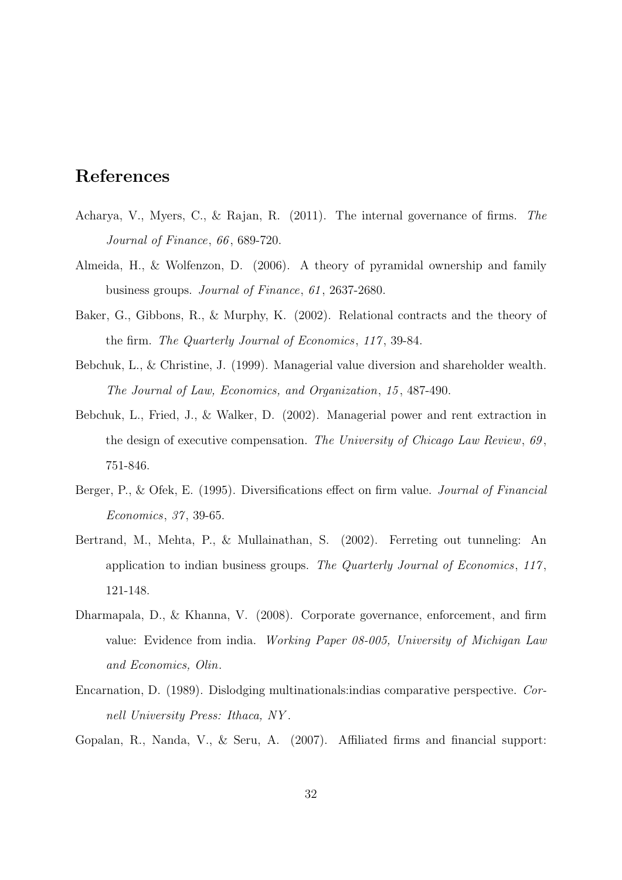# References

Acharya, V., Myers, C., & Rajan, R. (2011). The internal governance of firms. *The Journal of Finance*, *66*, 689-720.

Almeida, H., & Wolfenzon, D. (2006). A theory of pyramidal ownership and family business groups. *Journal of Finance*, *61*, 2637-2680.

Baker, G., Gibbons, R., & Murphy, K. (2002). Relational contracts and the theory of the firm. *The Quarterly Journal of Economics*, *117*, 39-84.

Bebchuk, L., & Christine, J. (1999). Managerial value diversion and shareholder wealth. *The Journal of Law, Economics, and Organization*, *15*, 487-490.

Bebchuk, L., Fried, J., & Walker, D. (2002). Managerial power and rent extraction in the design of executive compensation. *The University of Chicago Law Review*, *69*, 751-846.

Berger, P., & Ofek, E. (1995). Diversifications effect on firm value. *Journal of Financial Economics*, *37*, 39-65.

Bertrand, M., Mehta, P., & Mullainathan, S. (2002). Ferreting out tunneling: An application to indian business groups. *The Quarterly Journal of Economics*, *117*, 121-148.

Dharmapala, D., & Khanna, V. (2008). Corporate governance, enforcement, and firm value: Evidence from india. *Working Paper 08-005, University of Michigan Law and Economics, Olin*.

Encarnation, D. (1989). Dislodging multinationals:indias comparative perspective. *Cornell University Press: Ithaca, NY*.

Gopalan, R., Nanda, V., & Seru, A. (2007). Affiliated firms and financial support: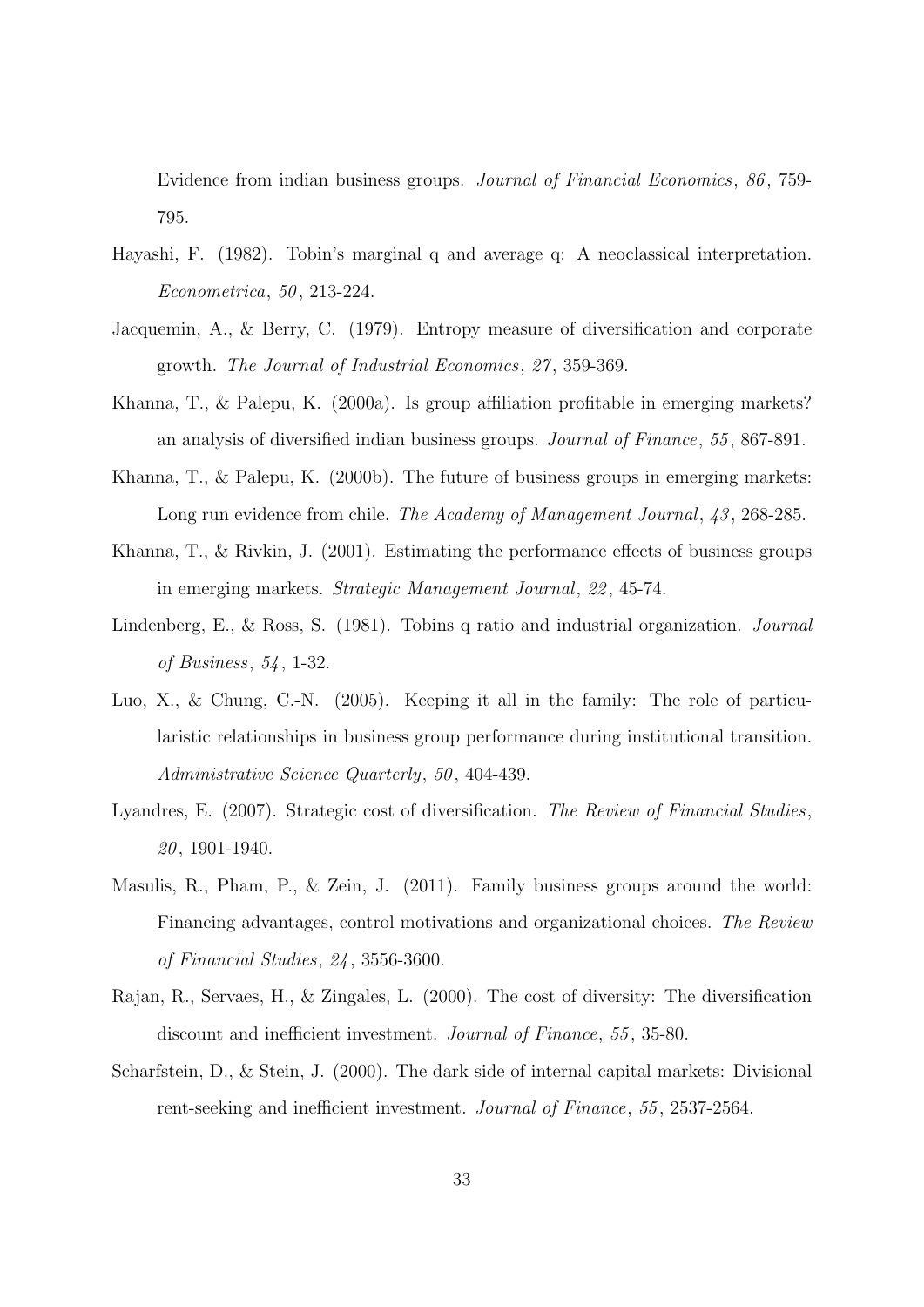Evidence from indian business groups. *Journal of Financial Economics*, *86*, 759-795.

Hayashi, F. (1982). Tobin's marginal q and average q: A neoclassical interpretation. *Econometrica*, *50*, 213-224.

Jacquemin, A., & Berry, C. (1979). Entropy measure of diversification and corporate growth. *The Journal of Industrial Economics*, *27*, 359-369.

Khanna, T., & Palepu, K. (2000a). Is group affiliation profitable in emerging markets? an analysis of diversified indian business groups. *Journal of Finance*, *55*, 867-891.

Khanna, T., & Palepu, K. (2000b). The future of business groups in emerging markets: Long run evidence from chile. *The Academy of Management Journal*, *43*, 268-285.

Khanna, T., & Rivkin, J. (2001). Estimating the performance effects of business groups in emerging markets. *Strategic Management Journal*, *22*, 45-74.

Lindenberg, E., & Ross, S. (1981). Tobins q ratio and industrial organization. *Journal of Business*, *54*, 1-32.

Luo, X., & Chung, C.-N. (2005). Keeping it all in the family: The role of particularistic relationships in business group performance during institutional transition. *Administrative Science Quarterly*, *50*, 404-439.

Lyandres, E. (2007). Strategic cost of diversification. *The Review of Financial Studies*, *20*, 1901-1940.

Masulis, R., Pham, P., & Zein, J. (2011). Family business groups around the world: Financing advantages, control motivations and organizational choices. *The Review of Financial Studies*, *24*, 3556-3600.

Rajan, R., Servaes, H., & Zingales, L. (2000). The cost of diversity: The diversification discount and inefficient investment. *Journal of Finance*, *55*, 35-80.

Scharfstein, D., & Stein, J. (2000). The dark side of internal capital markets: Divisional rent-seeking and inefficient investment. *Journal of Finance*, *55*, 2537-2564.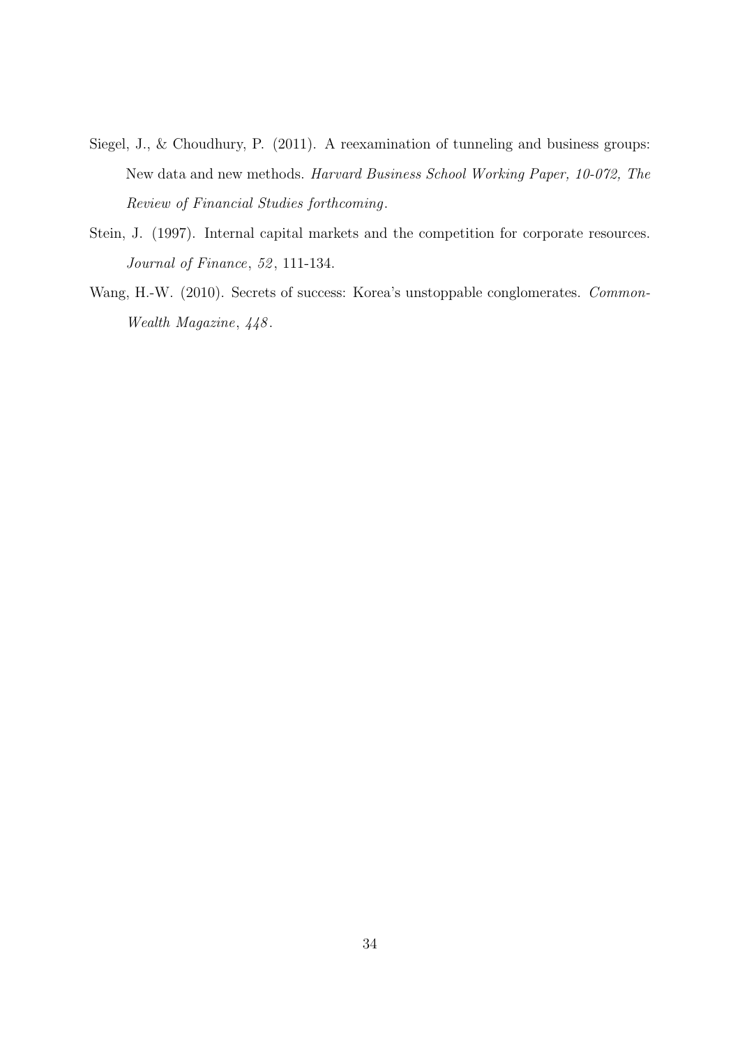Siegel, J., & Choudhury, P. (2011). A reexamination of tunneling and business groups: New data and new methods. *Harvard Business School Working Paper, 10-072, The Review of Financial Studies forthcoming*.

Stein, J. (1997). Internal capital markets and the competition for corporate resources. *Journal of Finance*, *52*, 111-134.

Wang, H.-W. (2010). Secrets of success: Korea's unstoppable conglomerates. *CommonWealth Magazine*, *448*.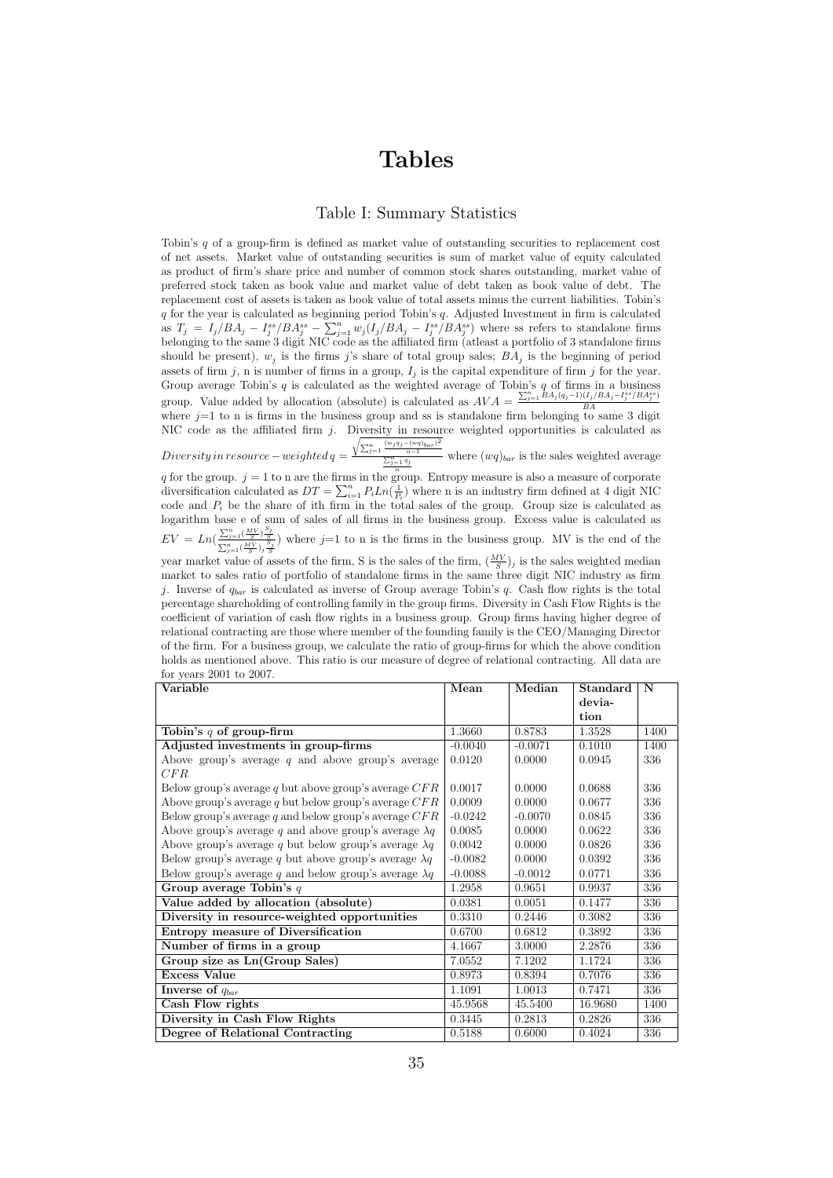# Tables

## Table I: Summary Statistics

Tobin's $q$ of a group-firm is defined as market value of outstanding securities to replacement cost of net assets. Market value of outstanding securities is sum of market value of equity calculated as product of firm's share price and number of common stock shares outstanding, market value of preferred stock taken as book value and market value of debt taken as book value of debt. The replacement cost of assets is taken as book value of total assets minus the current liabilities. Tobin's $q$ for the year is calculated as beginning period Tobin's $q$. Adjusted Investment in firm is calculated as $T_j = I_j/BA_j - I_j^{ss}/BA_j^{ss} - \sum_{j=1}^{n} w_j(I_j/BA_j - I_j^{ss}/BA_j^{ss})$ where ss refers to standalone firms belonging to the same 3 digit NIC code as the affiliated firm (atleast a portfolio of 3 standalone firms should be present), $w_j$ is the firms $j$'s share of total group sales; $BA_j$ is the beginning of period assets of firm $j$, n is number of firms in a group, $I_j$ is the capital expenditure of firm $j$ for the year. Group average Tobin's $q$ is calculated as the weighted average of Tobin's $q$ of firms in a business group. Value added by allocation (absolute) is calculated as $AVA = \frac{\sum_{j=1}^{n} BA_j(q_j-1)(I_j/BA_j - I_j^{ss}/BA_j^{ss})}{BA}$ where $j$=1 to n is firms in the business group and ss is standalone firm belonging to same 3 digit NIC code as the affiliated firm $j$. Diversity in resource weighted opportunities is calculated as $Diversity\, in\, resource-weighted\, q = \frac{\sqrt{\sum_{j=1}^{n} \frac{(w_j q_j - (wq)_{bar})^2}{n-1}}}{\frac{\sum_{j=1}^{n} q_j}{n}}$ where $(wq)_{bar}$ is the sales weighted average $q$ for the group. $j = 1$ to n are the firms in the group. Entropy measure is also a measure of corporate diversification calculated as $DT = \sum_{i=1}^{n} P_i Ln(\frac{1}{P_i})$ where n is an industry firm defined at 4 digit NIC code and $P_i$ be the share of ith firm in the total sales of the group. Group size is calculated as logarithm base e of sum of sales of all firms in the business group. Excess value is calculated as $EV = Ln(\frac{\sum_{j=1}^{n}(\frac{MV}{S})\frac{S_j}{S}}{\sum_{j=1}^{n}(\frac{MV}{S})_j\frac{S_j}{S}})$ where $j$=1 to n is the firms in the business group. MV is the end of the year market value of assets of the firm, S is the sales of the firm, $(\frac{MV}{S})_j$ is the sales weighted median market to sales ratio of portfolio of standalone firms in the same three digit NIC industry as firm $j$. Inverse of $q_{bar}$ is calculated as inverse of Group average Tobin's $q$. Cash flow rights is the total percentage shareholding of controlling family in the group firms. Diversity in Cash Flow Rights is the coefficient of variation of cash flow rights in a business group. Group firms having higher degree of relational contracting are those where member of the founding family is the CEO/Managing Director of the firm. For a business group, we calculate the ratio of group-firms for which the above condition holds as mentioned above. This ratio is our measure of degree of relational contracting. All data are for years 2001 to 2007.

| Variable | Mean | Median | Standard deviation | N |
|---|---|---|---|---|
| **Tobin's $q$ of group-firm** | 1.3660 | 0.8783 | 1.3528 | 1400 |
| **Adjusted investments in group-firms** | -0.0040 | -0.0071 | 0.1010 | 1400 |
| Above group's average $q$ and above group's average $CFR$ | 0.0120 | 0.0000 | 0.0945 | 336 |
| Below group's average $q$ but above group's average $CFR$ | 0.0017 | 0.0000 | 0.0688 | 336 |
| Above group's average $q$ but below group's average $CFR$ | 0.0009 | 0.0000 | 0.0677 | 336 |
| Below group's average $q$ and below group's average $CFR$ | -0.0242 | -0.0070 | 0.0845 | 336 |
| Above group's average $q$ and above group's average $\lambda q$ | 0.0085 | 0.0000 | 0.0622 | 336 |
| Above group's average $q$ but below group's average $\lambda q$ | 0.0042 | 0.0000 | 0.0826 | 336 |
| Below group's average $q$ but above group's average $\lambda q$ | -0.0082 | 0.0000 | 0.0392 | 336 |
| Below group's average $q$ and below group's average $\lambda q$ | -0.0088 | -0.0012 | 0.0771 | 336 |
| **Group average Tobin's $q$** | 1.2958 | 0.9651 | 0.9937 | 336 |
| **Value added by allocation (absolute)** | 0.0381 | 0.0051 | 0.1477 | 336 |
| **Diversity in resource-weighted opportunities** | 0.3310 | 0.2446 | 0.3082 | 336 |
| **Entropy measure of Diversification** | 0.6700 | 0.6812 | 0.3892 | 336 |
| **Number of firms in a group** | 4.1667 | 3.0000 | 2.2876 | 336 |
| **Group size as Ln(Group Sales)** | 7.0552 | 7.1202 | 1.1724 | 336 |
| **Excess Value** | 0.8973 | 0.8394 | 0.7076 | 336 |
| **Inverse of $q_{bar}$** | 1.1091 | 1.0013 | 0.7471 | 336 |
| **Cash Flow rights** | 45.9568 | 45.5400 | 16.9680 | 1400 |
| **Diversity in Cash Flow Rights** | 0.3445 | 0.2813 | 0.2826 | 336 |
| **Degree of Relational Contracting** | 0.5188 | 0.6000 | 0.4024 | 336 |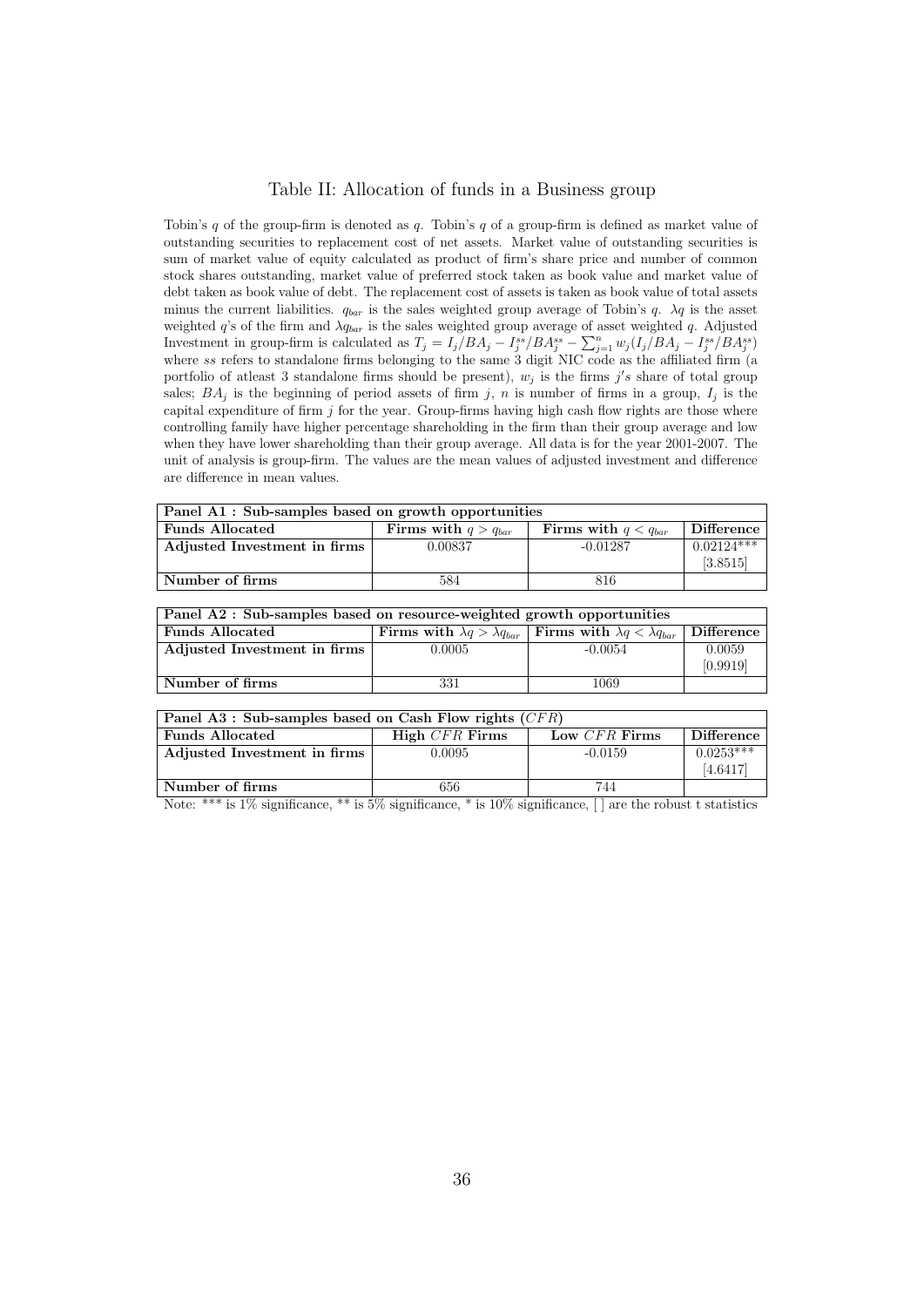## Table II: Allocation of funds in a Business group

Tobin's $q$ of the group-firm is denoted as $q$. Tobin's $q$ of a group-firm is defined as market value of outstanding securities to replacement cost of net assets. Market value of outstanding securities is sum of market value of equity calculated as product of firm's share price and number of common stock shares outstanding, market value of preferred stock taken as book value and market value of debt taken as book value of debt. The replacement cost of assets is taken as book value of total assets minus the current liabilities. $q_{bar}$ is the sales weighted group average of Tobin's $q$. $\lambda q$ is the asset weighted $q$'s of the firm and $\lambda q_{bar}$ is the sales weighted group average of asset weighted $q$. Adjusted Investment in group-firm is calculated as $T_j = I_j/BA_j - I_j^{ss}/BA_j^{ss} - \sum_{j=1}^{n} w_j(I_j/BA_j - I_j^{ss}/BA_j^{ss})$ where $ss$ refers to standalone firms belonging to the same 3 digit NIC code as the affiliated firm (a portfolio of atleast 3 standalone firms should be present), $w_j$ is the firms $j's$ share of total group sales; $BA_j$ is the beginning of period assets of firm $j$, $n$ is number of firms in a group, $I_j$ is the capital expenditure of firm $j$ for the year. Group-firms having high cash flow rights are those where controlling family have higher percentage shareholding in the firm than their group average and low when they have lower shareholding than their group average. All data is for the year 2001-2007. The unit of analysis is group-firm. The values are the mean values of adjusted investment and difference are difference in mean values.

**Panel A1 : Sub-samples based on growth opportunities**

| **Funds Allocated** | **Firms with $q > q_{bar}$** | **Firms with $q < q_{bar}$** | **Difference** |
|---|---|---|---|
| **Adjusted Investment in firms** | 0.00837 | -0.01287 | 0.02124*** |
| | | | [3.8515] |
| **Number of firms** | 584 | 816 | |

**Panel A2 : Sub-samples based on resource-weighted growth opportunities**

| **Funds Allocated** | **Firms with $\lambda q > \lambda q_{bar}$** | **Firms with $\lambda q < \lambda q_{bar}$** | **Difference** |
|---|---|---|---|
| **Adjusted Investment in firms** | 0.0005 | -0.0054 | 0.0059 |
| | | | [0.9919] |
| **Number of firms** | 331 | 1069 | |

**Panel A3 : Sub-samples based on Cash Flow rights ($CFR$)**

| **Funds Allocated** | **High $CFR$ Firms** | **Low $CFR$ Firms** | **Difference** |
|---|---|---|---|
| **Adjusted Investment in firms** | 0.0095 | -0.0159 | 0.0253*** |
| | | | [4.6417] |
| **Number of firms** | 656 | 744 | |

Note: *** is 1% significance, ** is 5% significance, * is 10% significance, [ ] are the robust t statistics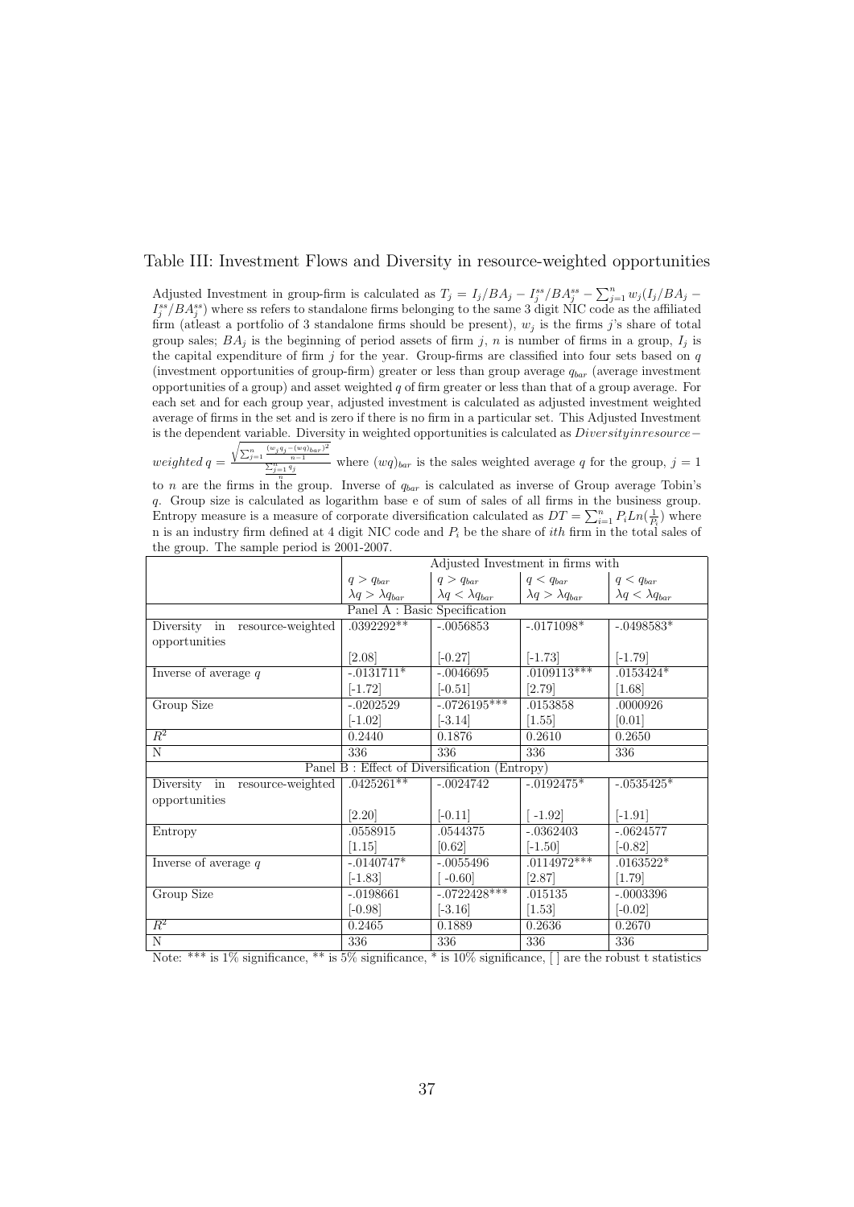# Table III: Investment Flows and Diversity in resource-weighted opportunities

Adjusted Investment in group-firm is calculated as $T_j = I_j/BA_j - I_j^{ss}/BA_j^{ss} - \sum_{j=1}^{n} w_j(I_j/BA_j - I_j^{ss}/BA_j^{ss})$ where ss refers to standalone firms belonging to the same 3 digit NIC code as the affiliated firm (atleast a portfolio of 3 standalone firms should be present), $w_j$ is the firms $j$'s share of total group sales; $BA_j$ is the beginning of period assets of firm $j$, $n$ is number of firms in a group, $I_j$ is the capital expenditure of firm $j$ for the year. Group-firms are classified into four sets based on $q$ (investment opportunities of group-firm) greater or less than group average $q_{bar}$ (average investment opportunities of a group) and asset weighted $q$ of firm greater or less than that of a group average. For each set and for each group year, adjusted investment is calculated as adjusted investment weighted average of firms in the set and is zero if there is no firm in a particular set. This Adjusted Investment is the dependent variable. Diversity in weighted opportunities is calculated as $Diversity in resource-weighted\, q = \frac{\sqrt{\sum_{j=1}^{n} \frac{(w_j q_j - (wq)_{bar})^2}{n-1}}}{\frac{\sum_{j=1}^{n} q_j}{n}}$ where $(wq)_{bar}$ is the sales weighted average $q$ for the group, $j = 1$ to $n$ are the firms in the group. Inverse of $q_{bar}$ is calculated as inverse of Group average Tobin's $q$. Group size is calculated as logarithm base e of sum of sales of all firms in the business group. Entropy measure is a measure of corporate diversification calculated as $DT = \sum_{i=1}^{n} P_i Ln(\frac{1}{P_i})$ where n is an industry firm defined at 4 digit NIC code and $P_i$ be the share of $ith$ firm in the total sales of the group. The sample period is 2001-2007.

| | Adjusted Investment in firms with | | | |
|---|---|---|---|---|
| | $q > q_{bar}$ $\lambda q > \lambda q_{bar}$ | $q > q_{bar}$ $\lambda q < \lambda q_{bar}$ | $q < q_{bar}$ $\lambda q > \lambda q_{bar}$ | $q < q_{bar}$ $\lambda q < \lambda q_{bar}$ |
| **Panel A : Basic Specification** | | | | |
| Diversity in resource-weighted opportunities | .0392292** | -.0056853 | -.0171098* | -.0498583* |
| | [2.08] | [-0.27] | [-1.73] | [-1.79] |
| Inverse of average $q$ | -.0131711* | -.0046695 | .0109113*** | .0153424* |
| | [-1.72] | [-0.51] | [2.79] | [1.68] |
| Group Size | -.0202529 | -.0726195*** | .0153858 | .0000926 |
| | [-1.02] | [-3.14] | [1.55] | [0.01] |
| $R^2$ | 0.2440 | 0.1876 | 0.2610 | 0.2650 |
| N | 336 | 336 | 336 | 336 |
| **Panel B : Effect of Diversification (Entropy)** | | | | |
| Diversity in resource-weighted opportunities | .0425261** | -.0024742 | -.0192475* | -.0535425* |
| | [2.20] | [-0.11] | [ -1.92] | [-1.91] |
| Entropy | .0558915 | .0544375 | -.0362403 | -.0624577 |
| | [1.15] | [0.62] | [-1.50] | [-0.82] |
| Inverse of average $q$ | -.0140747* | -.0055496 | .0114972*** | .0163522* |
| | [-1.83] | [ -0.60] | [2.87] | [1.79] |
| Group Size | -.0198661 | -.0722428*** | .015135 | -.0003396 |
| | [-0.98] | [-3.16] | [1.53] | [-0.02] |
| $R^2$ | 0.2465 | 0.1889 | 0.2636 | 0.2670 |
| N | 336 | 336 | 336 | 336 |

Note: *** is 1% significance, ** is 5% significance, * is 10% significance, [ ] are the robust t statistics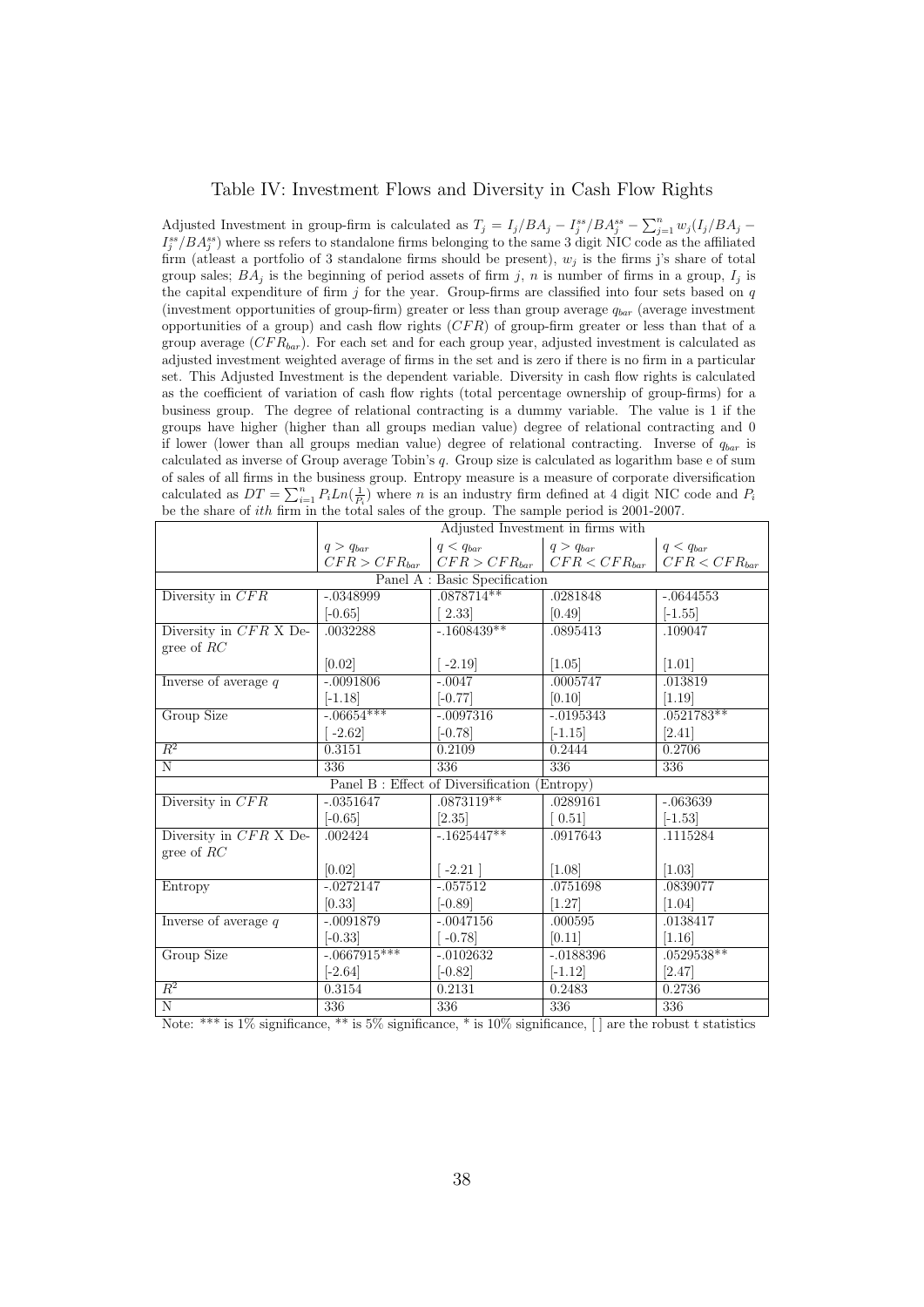# Table IV: Investment Flows and Diversity in Cash Flow Rights

Adjusted Investment in group-firm is calculated as $T_j = I_j/BA_j - I_j^{ss}/BA_j^{ss} - \sum_{j=1}^{n} w_j(I_j/BA_j - I_j^{ss}/BA_j^{ss})$ where ss refers to standalone firms belonging to the same 3 digit NIC code as the affiliated firm (atleast a portfolio of 3 standalone firms should be present), $w_j$ is the firms j's share of total group sales; $BA_j$ is the beginning of period assets of firm $j$, $n$ is number of firms in a group, $I_j$ is the capital expenditure of firm $j$ for the year. Group-firms are classified into four sets based on $q$ (investment opportunities of group-firm) greater or less than group average $q_{bar}$ (average investment opportunities of a group) and cash flow rights ($CFR$) of group-firm greater or less than that of a group average ($CFR_{bar}$). For each set and for each group year, adjusted investment is calculated as adjusted investment weighted average of firms in the set and is zero if there is no firm in a particular set. This Adjusted Investment is the dependent variable. Diversity in cash flow rights is calculated as the coefficient of variation of cash flow rights (total percentage ownership of group-firms) for a business group. The degree of relational contracting is a dummy variable. The value is 1 if the groups have higher (higher than all groups median value) degree of relational contracting and 0 if lower (lower than all groups median value) degree of relational contracting. Inverse of $q_{bar}$ is calculated as inverse of Group average Tobin's $q$. Group size is calculated as logarithm base e of sum of sales of all firms in the business group. Entropy measure is a measure of corporate diversification calculated as $DT = \sum_{i=1}^{n} P_i Ln(\frac{1}{P_i})$ where $n$ is an industry firm defined at 4 digit NIC code and $P_i$ be the share of $ith$ firm in the total sales of the group. The sample period is 2001-2007.

| | Adjusted Investment in firms with | | | |
|---|---|---|---|---|
| | $q > q_{bar}$ $CFR > CFR_{bar}$ | $q < q_{bar}$ $CFR > CFR_{bar}$ | $q > q_{bar}$ $CFR < CFR_{bar}$ | $q < q_{bar}$ $CFR < CFR_{bar}$ |
| **Panel A : Basic Specification** | | | | |
| Diversity in $CFR$ | -.0348999 | .0878714** | .0281848 | -.0644553 |
| | [-0.65] | [ 2.33] | [0.49] | [-1.55] |
| Diversity in $CFR$ X Degree of $RC$ | .0032288 | -.1608439** | .0895413 | .109047 |
| | [0.02] | [ -2.19] | [1.05] | [1.01] |
| Inverse of average $q$ | -.0091806 | -.0047 | .0005747 | .013819 |
| | [-1.18] | [-0.77] | [0.10] | [1.19] |
| Group Size | -.06654*** | -.0097316 | -.0195343 | .0521783** |
| | [ -2.62] | [-0.78] | [-1.15] | [2.41] |
| $R^2$ | 0.3151 | 0.2109 | 0.2444 | 0.2706 |
| N | 336 | 336 | 336 | 336 |
| **Panel B : Effect of Diversification (Entropy)** | | | | |
| Diversity in $CFR$ | -.0351647 | .0873119** | .0289161 | -.063639 |
| | [-0.65] | [2.35] | [ 0.51] | [-1.53] |
| Diversity in $CFR$ X Degree of $RC$ | .002424 | -.1625447** | .0917643 | .1115284 |
| | [0.02] | [ -2.21 ] | [1.08] | [1.03] |
| Entropy | -.0272147 | -.057512 | .0751698 | .0839077 |
| | [0.33] | [-0.89] | [1.27] | [1.04] |
| Inverse of average $q$ | -.0091879 | -.0047156 | .000595 | .0138417 |
| | [-0.33] | [ -0.78] | [0.11] | [1.16] |
| Group Size | -.0667915*** | -.0102632 | -.0188396 | .0529538** |
| | [-2.64] | [-0.82] | [-1.12] | [2.47] |
| $R^2$ | 0.3154 | 0.2131 | 0.2483 | 0.2736 |
| N | 336 | 336 | 336 | 336 |

Note: *** is 1% significance, ** is 5% significance, * is 10% significance, [ ] are the robust t statistics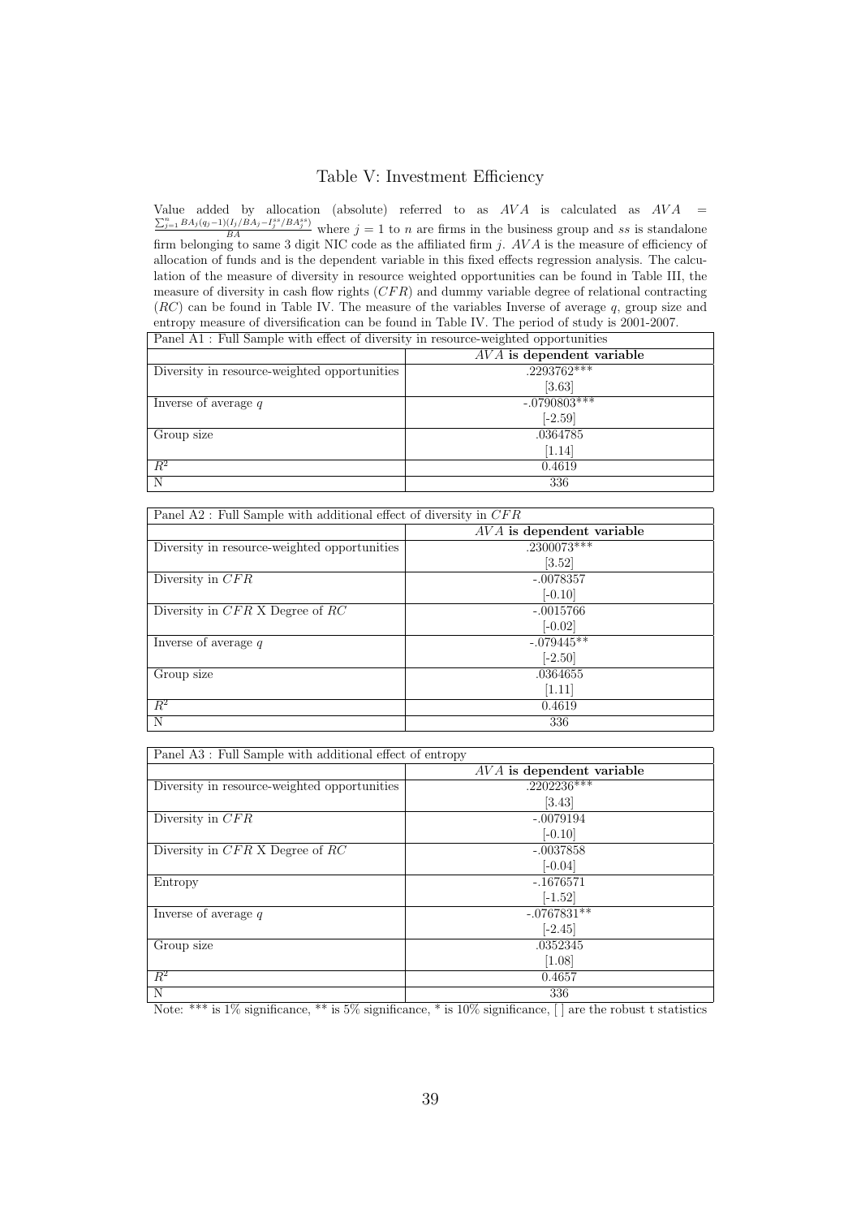# Table V: Investment Efficiency

Value added by allocation (absolute) referred to as $AVA$ is calculated as $AVA = \frac{\sum_{j=1}^{n} BA_j(q_j-1)(I_j/BA_j - I_j^{ss}/BA_j^{ss})}{BA}$ where $j = 1$ to $n$ are firms in the business group and $ss$ is standalone firm belonging to same 3 digit NIC code as the affiliated firm $j$. $AVA$ is the measure of efficiency of allocation of funds and is the dependent variable in this fixed effects regression analysis. The calculation of the measure of diversity in resource weighted opportunities can be found in Table III, the measure of diversity in cash flow rights ($CFR$) and dummy variable degree of relational contracting ($RC$) can be found in Table IV. The measure of the variables Inverse of average $q$, group size and entropy measure of diversification can be found in Table IV. The period of study is 2001-2007.

| Panel A1 : Full Sample with effect of diversity in resource-weighted opportunities | |
|---|---|
| | **$AVA$ is dependent variable** |
| Diversity in resource-weighted opportunities | .2293762*** |
| | [3.63] |
| Inverse of average $q$ | -.0790803*** |
| | [-2.59] |
| Group size | .0364785 |
| | [1.14] |
| $R^2$ | 0.4619 |
| N | 336 |

| Panel A2 : Full Sample with additional effect of diversity in $CFR$ | |
|---|---|
| | **$AVA$ is dependent variable** |
| Diversity in resource-weighted opportunities | .2300073*** |
| | [3.52] |
| Diversity in $CFR$ | -.0078357 |
| | [-0.10] |
| Diversity in $CFR$ X Degree of $RC$ | -.0015766 |
| | [-0.02] |
| Inverse of average $q$ | -.079445** |
| | [-2.50] |
| Group size | .0364655 |
| | [1.11] |
| $R^2$ | 0.4619 |
| N | 336 |

| Panel A3 : Full Sample with additional effect of entropy | |
|---|---|
| | **$AVA$ is dependent variable** |
| Diversity in resource-weighted opportunities | .2202236*** |
| | [3.43] |
| Diversity in $CFR$ | -.0079194 |
| | [-0.10] |
| Diversity in $CFR$ X Degree of $RC$ | -.0037858 |
| | [-0.04] |
| Entropy | -.1676571 |
| | [-1.52] |
| Inverse of average $q$ | -.0767831** |
| | [-2.45] |
| Group size | .0352345 |
| | [1.08] |
| $R^2$ | 0.4657 |
| N | 336 |

Note: *** is 1% significance, ** is 5% significance, * is 10% significance, [ ] are the robust t statistics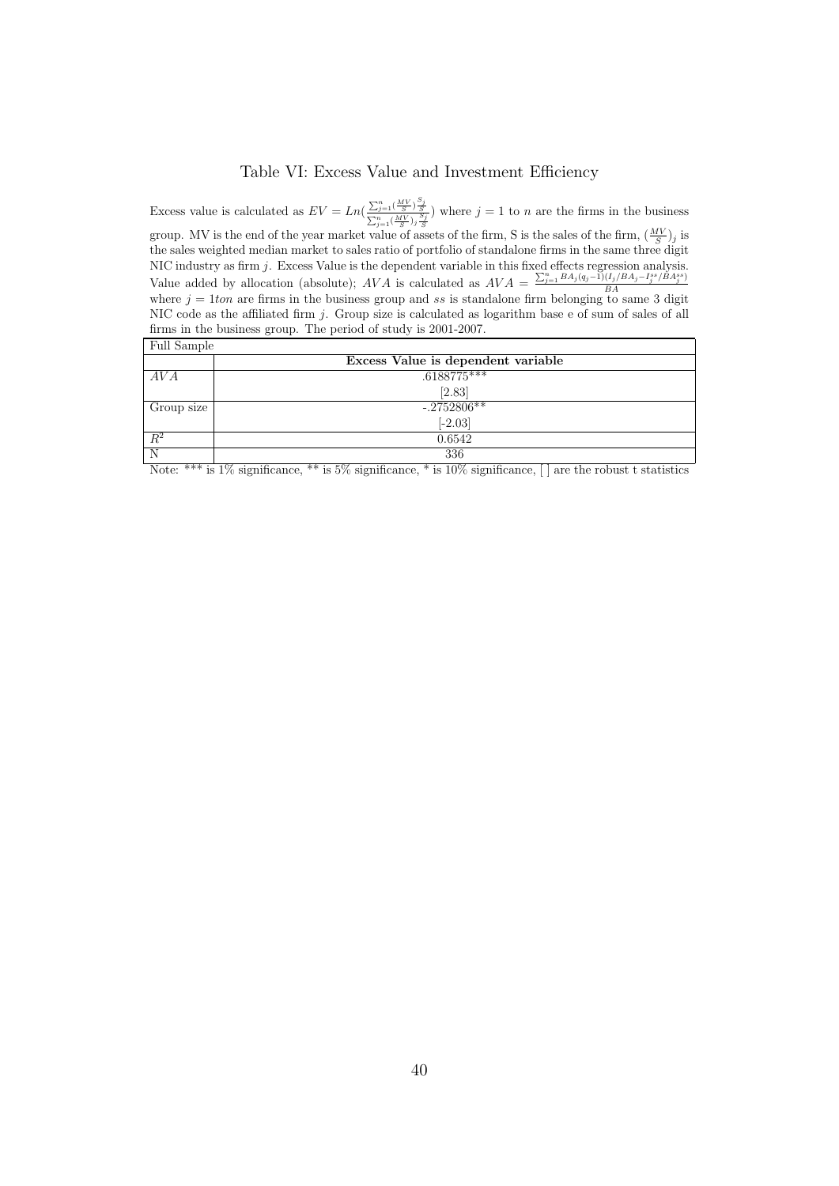# Table VI: Excess Value and Investment Efficiency

Excess value is calculated as $EV = Ln(\frac{\sum_{j=1}^{n}(\frac{MV}{S})\frac{S_j}{S}}{\sum_{j=1}^{n}(\frac{MV}{S})_j\frac{S_j}{S}})$ where $j = 1$ to $n$ are the firms in the business group. MV is the end of the year market value of assets of the firm, S is the sales of the firm, $(\frac{MV}{S})_j$ is the sales weighted median market to sales ratio of portfolio of standalone firms in the same three digit NIC industry as firm $j$. Excess Value is the dependent variable in this fixed effects regression analysis. Value added by allocation (absolute); $AVA$ is calculated as $AVA = \frac{\sum_{j=1}^{n} BA_j(q_j-1)(I_j/BA_j - I_j^{ss}/BA_j^{ss})}{BA}$ where $j = 1 to n$ are firms in the business group and $ss$ is standalone firm belonging to same 3 digit NIC code as the affiliated firm $j$. Group size is calculated as logarithm base e of sum of sales of all firms in the business group. The period of study is 2001-2007.

| Full Sample | |
|---|---|
| | **Excess Value is dependent variable** |
| $AVA$ | .6188775*** |
| | [2.83] |
| Group size | -.2752806** |
| | [-2.03] |
| $R^2$ | 0.6542 |
| N | 336 |

Note: *** is 1% significance, ** is 5% significance, * is 10% significance, [ ] are the robust t statistics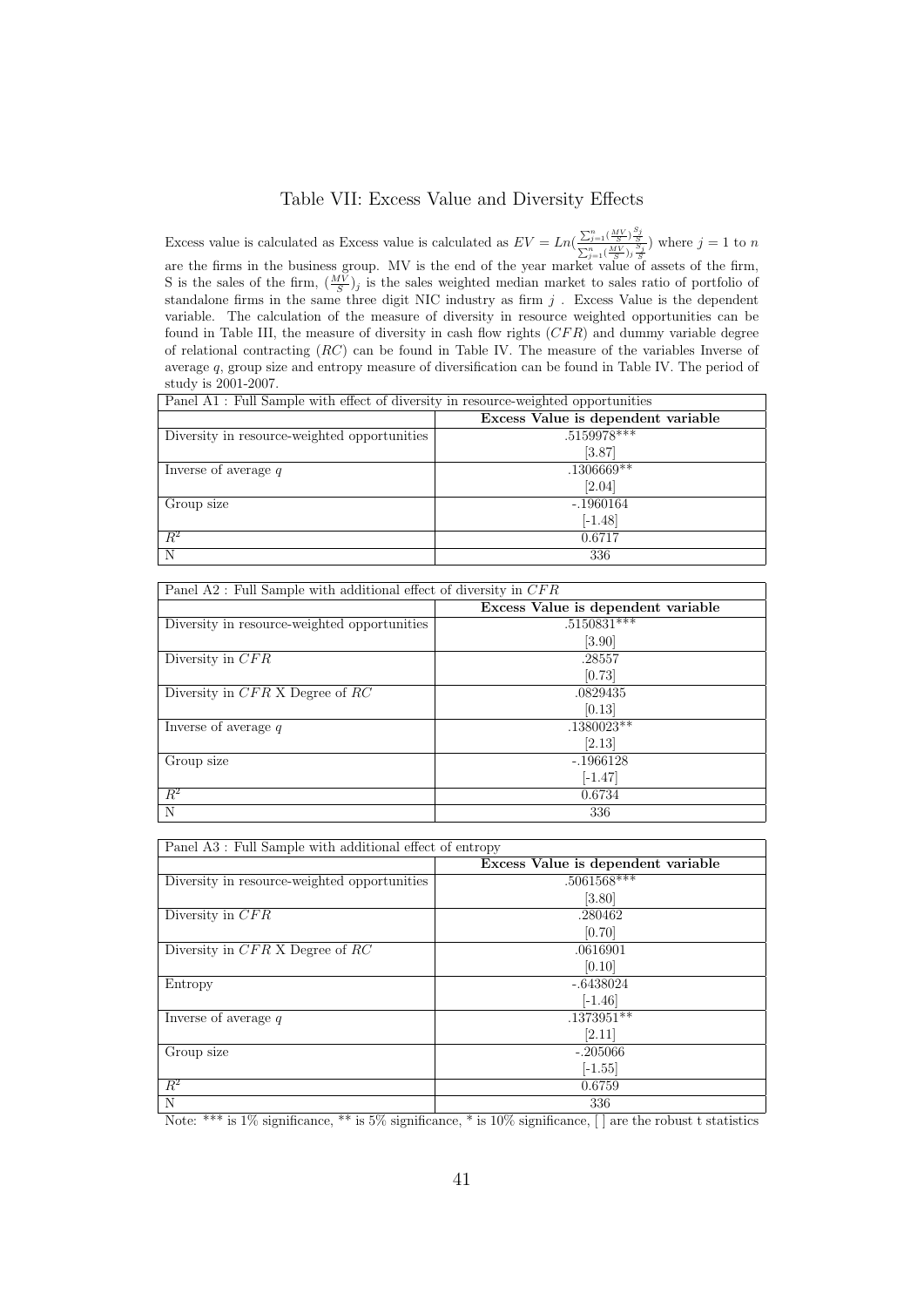# Table VII: Excess Value and Diversity Effects

Excess value is calculated as Excess value is calculated as $EV = Ln(\frac{\sum_{j=1}^{n}(\frac{MV}{S})\frac{S_j}{S}}{\sum_{j=1}^{n}(\frac{MV}{S})_j\frac{S_j}{S}})$ where $j = 1$ to $n$ are the firms in the business group. MV is the end of the year market value of assets of the firm, S is the sales of the firm, $(\frac{MV}{S})_j$ is the sales weighted median market to sales ratio of portfolio of standalone firms in the same three digit NIC industry as firm $j$ . Excess Value is the dependent variable. The calculation of the measure of diversity in resource weighted opportunities can be found in Table III, the measure of diversity in cash flow rights ($CFR$) and dummy variable degree of relational contracting ($RC$) can be found in Table IV. The measure of the variables Inverse of average $q$, group size and entropy measure of diversification can be found in Table IV. The period of study is 2001-2007.

| Panel A1 : Full Sample with effect of diversity in resource-weighted opportunities | |
|---|---|
| | **Excess Value is dependent variable** |
| Diversity in resource-weighted opportunities | .5159978*** |
| | [3.87] |
| Inverse of average $q$ | .1306669** |
| | [2.04] |
| Group size | -.1960164 |
| | [-1.48] |
| $R^2$ | 0.6717 |
| N | 336 |

| Panel A2 : Full Sample with additional effect of diversity in $CFR$ | |
|---|---|
| | **Excess Value is dependent variable** |
| Diversity in resource-weighted opportunities | .5150831*** |
| | [3.90] |
| Diversity in $CFR$ | .28557 |
| | [0.73] |
| Diversity in $CFR$ X Degree of $RC$ | .0829435 |
| | [0.13] |
| Inverse of average $q$ | .1380023** |
| | [2.13] |
| Group size | -.1966128 |
| | [-1.47] |
| $R^2$ | 0.6734 |
| N | 336 |

| Panel A3 : Full Sample with additional effect of entropy | |
|---|---|
| | **Excess Value is dependent variable** |
| Diversity in resource-weighted opportunities | .5061568*** |
| | [3.80] |
| Diversity in $CFR$ | .280462 |
| | [0.70] |
| Diversity in $CFR$ X Degree of $RC$ | .0616901 |
| | [0.10] |
| Entropy | -.6438024 |
| | [-1.46] |
| Inverse of average $q$ | .1373951** |
| | [2.11] |
| Group size | -.205066 |
| | [-1.55] |
| $R^2$ | 0.6759 |
| N | 336 |

Note: *** is 1% significance, ** is 5% significance, * is 10% significance, [ ] are the robust t statistics